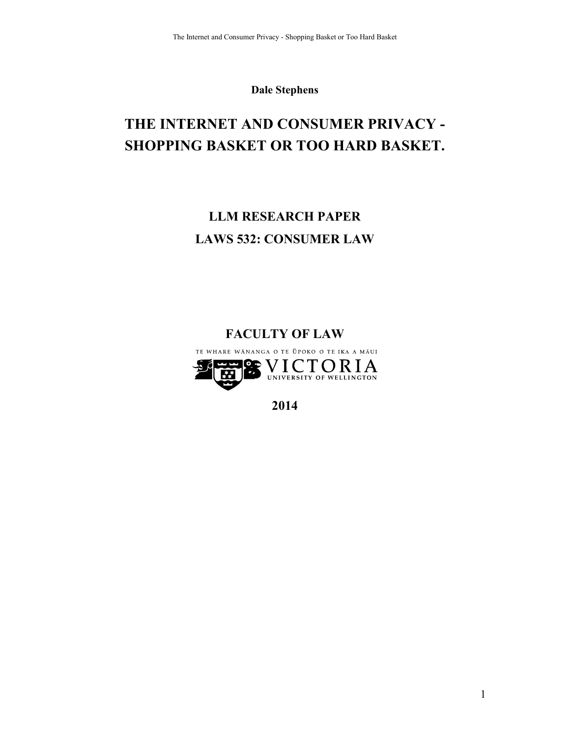**Dale Stephens**

# THE INTERNET AND CONSUMER PRIVACY - SHOPPING BASKET OR TOO HARD BASKET.

## LLM RESEARCH PAPER

## LAWS 532: CONSUMER LAW

## FACULTY OF LAW

TE WHARE WĀNANGA O TE ŪPOKO O TE IKA A MĀUI

VICTORIA UNIVERSITY OF WELLINGTON

**2014**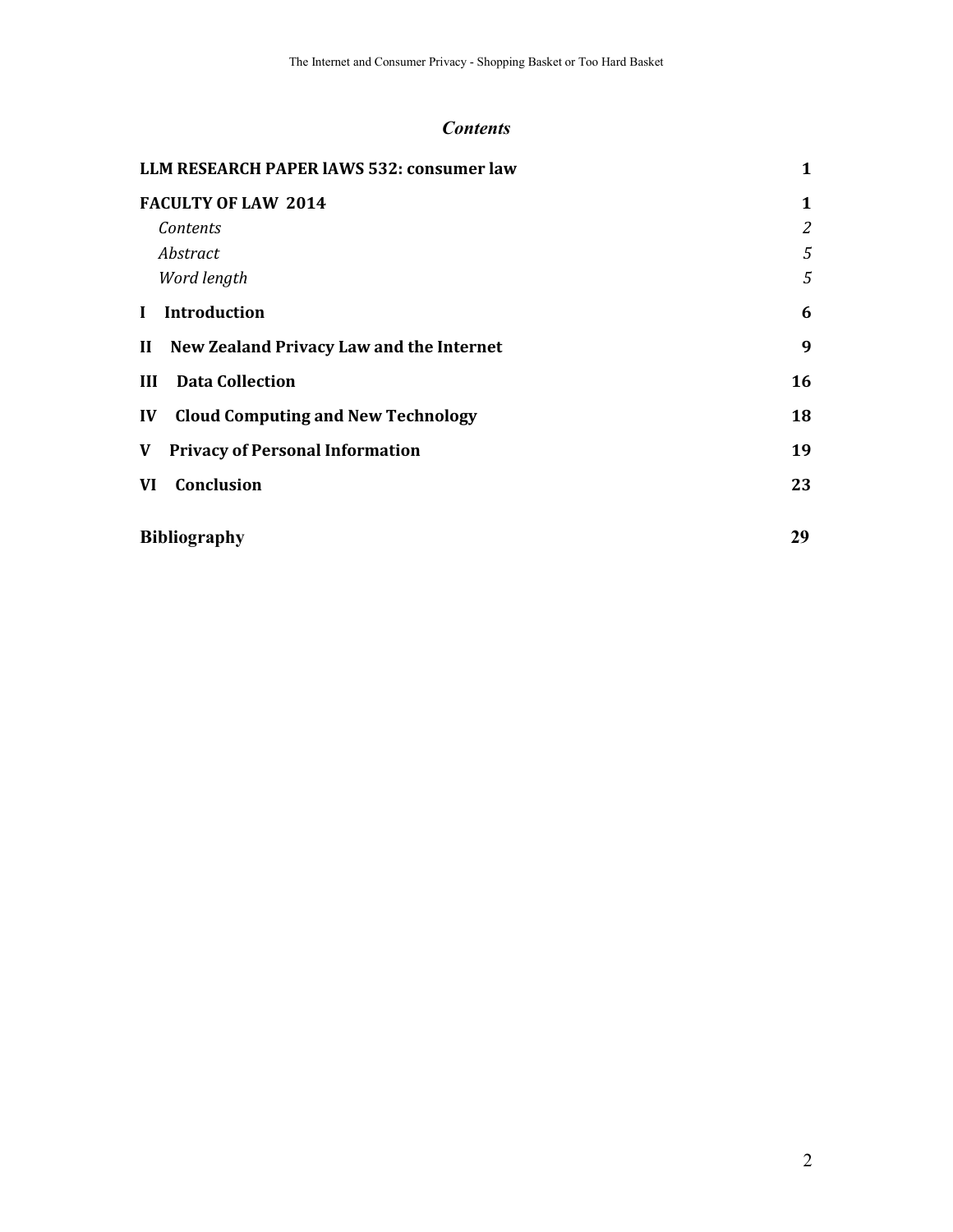## *Contents*

| | |
|---|---|
| **LLM RESEARCH PAPER lAWS 532: consumer law** | **1** |
| **FACULTY OF LAW 2014** | **1** |
| *Contents* | *2* |
| *Abstract* | *5* |
| *Word length* | *5* |
| **I Introduction** | **6** |
| **II New Zealand Privacy Law and the Internet** | **9** |
| **III Data Collection** | **16** |
| **IV Cloud Computing and New Technology** | **18** |
| **V Privacy of Personal Information** | **19** |
| **VI Conclusion** | **23** |
| **Bibliography** | **29** |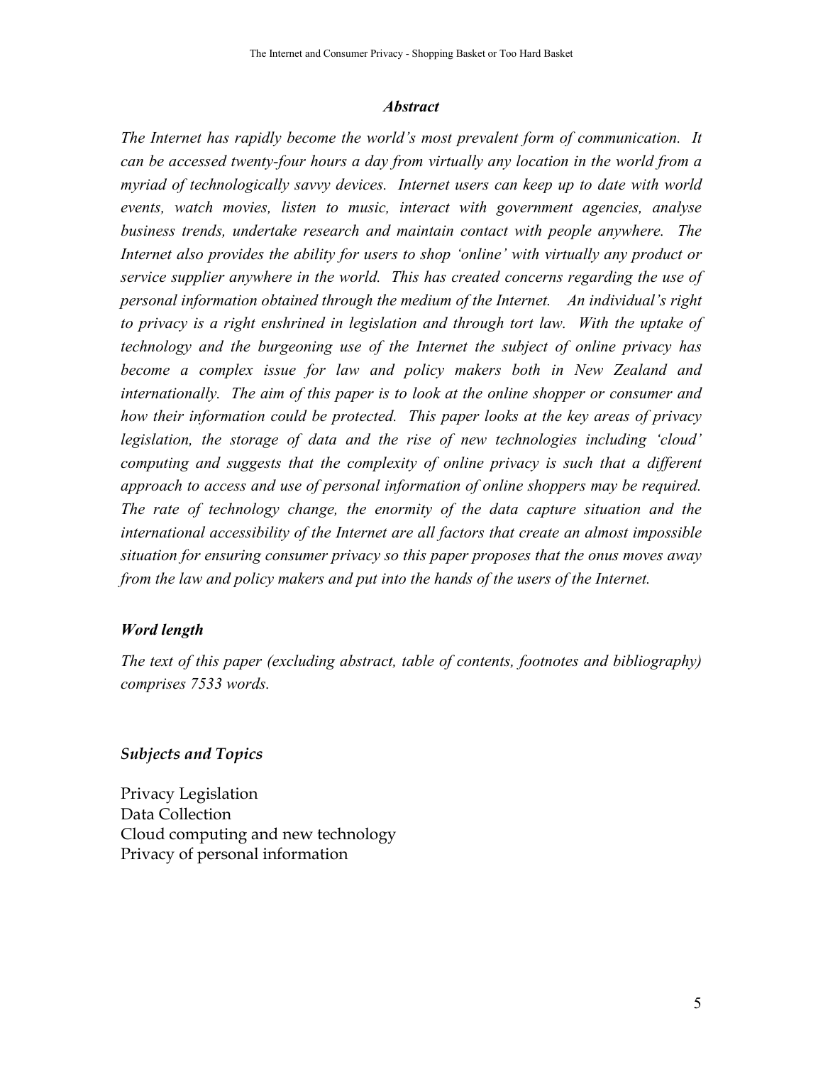## *Abstract*

*The Internet has rapidly become the world's most prevalent form of communication. It can be accessed twenty-four hours a day from virtually any location in the world from a myriad of technologically savvy devices. Internet users can keep up to date with world events, watch movies, listen to music, interact with government agencies, analyse business trends, undertake research and maintain contact with people anywhere. The Internet also provides the ability for users to shop 'online' with virtually any product or service supplier anywhere in the world. This has created concerns regarding the use of personal information obtained through the medium of the Internet. An individual's right to privacy is a right enshrined in legislation and through tort law. With the uptake of technology and the burgeoning use of the Internet the subject of online privacy has become a complex issue for law and policy makers both in New Zealand and internationally. The aim of this paper is to look at the online shopper or consumer and how their information could be protected. This paper looks at the key areas of privacy legislation, the storage of data and the rise of new technologies including 'cloud' computing and suggests that the complexity of online privacy is such that a different approach to access and use of personal information of online shoppers may be required. The rate of technology change, the enormity of the data capture situation and the international accessibility of the Internet are all factors that create an almost impossible situation for ensuring consumer privacy so this paper proposes that the onus moves away from the law and policy makers and put into the hands of the users of the Internet.*

### *Word length*

*The text of this paper (excluding abstract, table of contents, footnotes and bibliography) comprises 7533 words.*

### *Subjects and Topics*

Privacy Legislation
Data Collection
Cloud computing and new technology
Privacy of personal information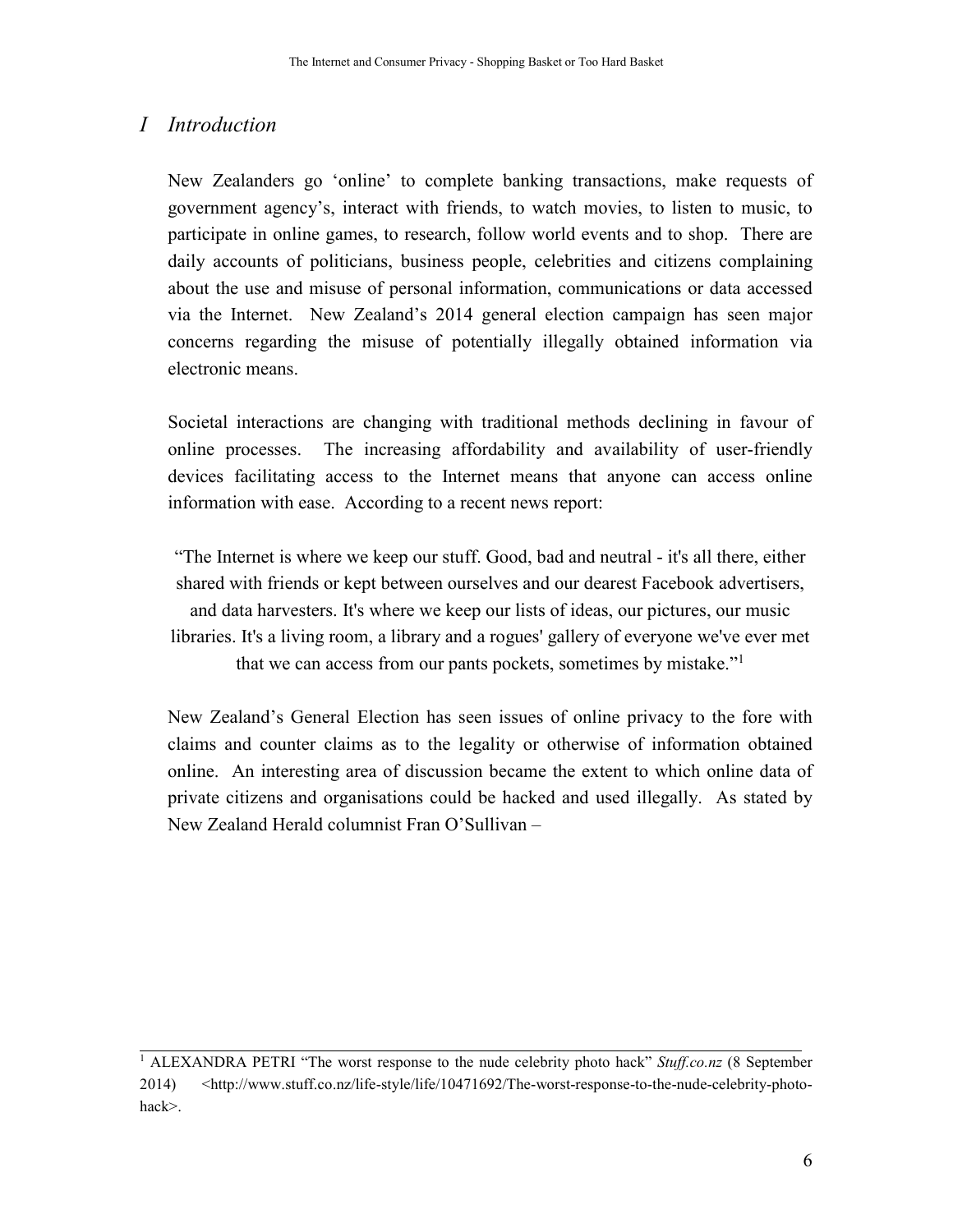# *I Introduction*

New Zealanders go 'online' to complete banking transactions, make requests of government agency's, interact with friends, to watch movies, to listen to music, to participate in online games, to research, follow world events and to shop. There are daily accounts of politicians, business people, celebrities and citizens complaining about the use and misuse of personal information, communications or data accessed via the Internet. New Zealand's 2014 general election campaign has seen major concerns regarding the misuse of potentially illegally obtained information via electronic means.

Societal interactions are changing with traditional methods declining in favour of online processes. The increasing affordability and availability of user-friendly devices facilitating access to the Internet means that anyone can access online information with ease. According to a recent news report:

> "The Internet is where we keep our stuff. Good, bad and neutral - it's all there, either shared with friends or kept between ourselves and our dearest Facebook advertisers, and data harvesters. It's where we keep our lists of ideas, our pictures, our music libraries. It's a living room, a library and a rogues' gallery of everyone we've ever met that we can access from our pants pockets, sometimes by mistake."[1]

New Zealand's General Election has seen issues of online privacy to the fore with claims and counter claims as to the legality or otherwise of information obtained online. An interesting area of discussion became the extent to which online data of private citizens and organisations could be hacked and used illegally. As stated by New Zealand Herald columnist Fran O'Sullivan –

---

[1] ALEXANDRA PETRI "The worst response to the nude celebrity photo hack" *Stuff.co.nz* (8 September 2014) <http://www.stuff.co.nz/life-style/life/10471692/The-worst-response-to-the-nude-celebrity-photo-hack>.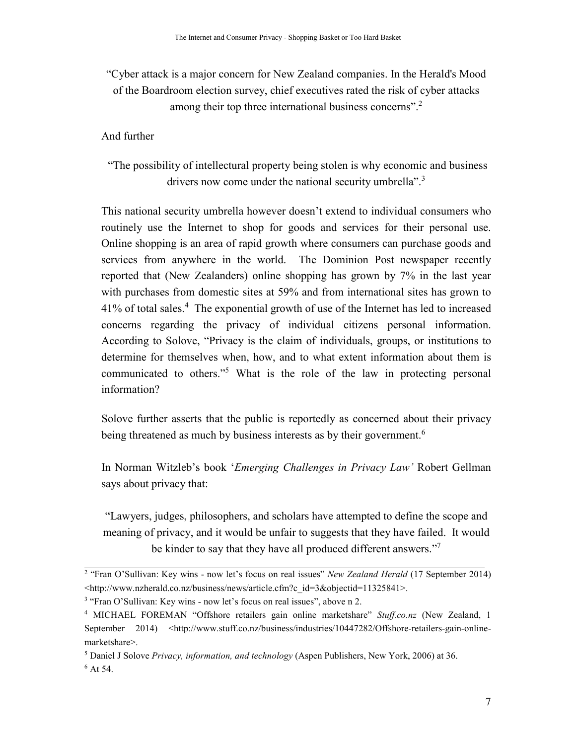> "Cyber attack is a major concern for New Zealand companies. In the Herald's Mood of the Boardroom election survey, chief executives rated the risk of cyber attacks among their top three international business concerns".[2]

And further

> "The possibility of intellectural property being stolen is why economic and business drivers now come under the national security umbrella".[3]

This national security umbrella however doesn't extend to individual consumers who routinely use the Internet to shop for goods and services for their personal use. Online shopping is an area of rapid growth where consumers can purchase goods and services from anywhere in the world. The Dominion Post newspaper recently reported that (New Zealanders) online shopping has grown by 7% in the last year with purchases from domestic sites at 59% and from international sites has grown to 41% of total sales.[4] The exponential growth of use of the Internet has led to increased concerns regarding the privacy of individual citizens personal information. According to Solove, "Privacy is the claim of individuals, groups, or institutions to determine for themselves when, how, and to what extent information about them is communicated to others."[5] What is the role of the law in protecting personal information?

Solove further asserts that the public is reportedly as concerned about their privacy being threatened as much by business interests as by their government.[6]

In Norman Witzleb's book '*Emerging Challenges in Privacy Law'* Robert Gellman says about privacy that:

> "Lawyers, judges, philosophers, and scholars have attempted to define the scope and meaning of privacy, and it would be unfair to suggests that they have failed. It would be kinder to say that they have all produced different answers."[7]

---

[2] "Fran O'Sullivan: Key wins - now let's focus on real issues" *New Zealand Herald* (17 September 2014) <http://www.nzherald.co.nz/business/news/article.cfm?c_id=3&objectid=11325841>.

[3] "Fran O'Sullivan: Key wins - now let's focus on real issues", above n 2.

[4] MICHAEL FOREMAN "Offshore retailers gain online marketshare" *Stuff.co.nz* (New Zealand, 1 September 2014) <http://www.stuff.co.nz/business/industries/10447282/Offshore-retailers-gain-online-marketshare>.

[5] Daniel J Solove *Privacy, information, and technology* (Aspen Publishers, New York, 2006) at 36.

[6] At 54.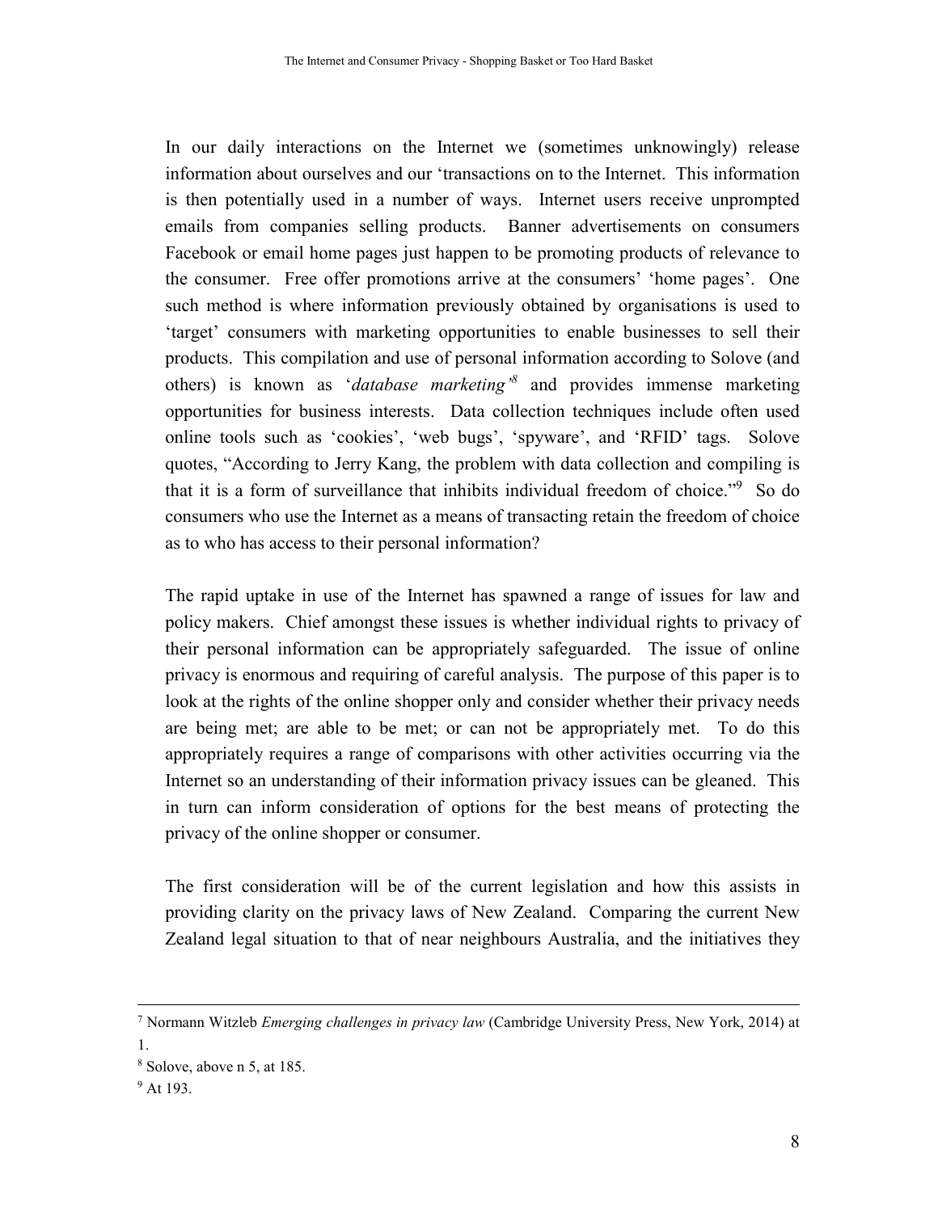In our daily interactions on the Internet we (sometimes unknowingly) release information about ourselves and our 'transactions on to the Internet. This information is then potentially used in a number of ways. Internet users receive unprompted emails from companies selling products. Banner advertisements on consumers Facebook or email home pages just happen to be promoting products of relevance to the consumer. Free offer promotions arrive at the consumers' 'home pages'. One such method is where information previously obtained by organisations is used to 'target' consumers with marketing opportunities to enable businesses to sell their products. This compilation and use of personal information according to Solove (and others) is known as '*database marketing'*[8] and provides immense marketing opportunities for business interests. Data collection techniques include often used online tools such as 'cookies', 'web bugs', 'spyware', and 'RFID' tags. Solove quotes, "According to Jerry Kang, the problem with data collection and compiling is that it is a form of surveillance that inhibits individual freedom of choice."[9] So do consumers who use the Internet as a means of transacting retain the freedom of choice as to who has access to their personal information?

The rapid uptake in use of the Internet has spawned a range of issues for law and policy makers. Chief amongst these issues is whether individual rights to privacy of their personal information can be appropriately safeguarded. The issue of online privacy is enormous and requiring of careful analysis. The purpose of this paper is to look at the rights of the online shopper only and consider whether their privacy needs are being met; are able to be met; or can not be appropriately met. To do this appropriately requires a range of comparisons with other activities occurring via the Internet so an understanding of their information privacy issues can be gleaned. This in turn can inform consideration of options for the best means of protecting the privacy of the online shopper or consumer.

The first consideration will be of the current legislation and how this assists in providing clarity on the privacy laws of New Zealand. Comparing the current New Zealand legal situation to that of near neighbours Australia, and the initiatives they

---

[7] Normann Witzleb *Emerging challenges in privacy law* (Cambridge University Press, New York, 2014) at 1.

[8] Solove, above n 5, at 185.

[9] At 193.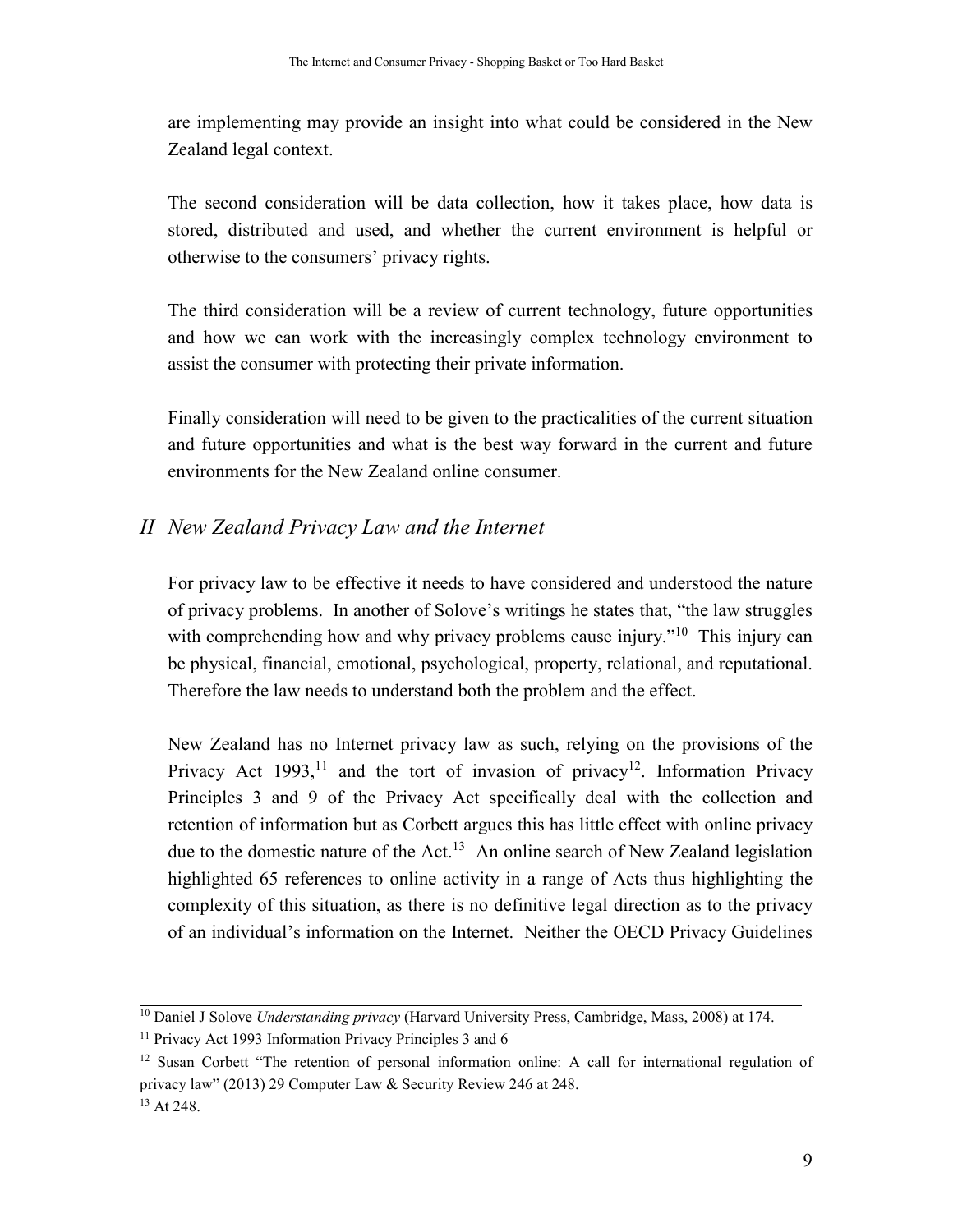are implementing may provide an insight into what could be considered in the New Zealand legal context.

The second consideration will be data collection, how it takes place, how data is stored, distributed and used, and whether the current environment is helpful or otherwise to the consumers' privacy rights.

The third consideration will be a review of current technology, future opportunities and how we can work with the increasingly complex technology environment to assist the consumer with protecting their private information.

Finally consideration will need to be given to the practicalities of the current situation and future opportunities and what is the best way forward in the current and future environments for the New Zealand online consumer.

## *II New Zealand Privacy Law and the Internet*

For privacy law to be effective it needs to have considered and understood the nature of privacy problems. In another of Solove's writings he states that, "the law struggles with comprehending how and why privacy problems cause injury."[10] This injury can be physical, financial, emotional, psychological, property, relational, and reputational. Therefore the law needs to understand both the problem and the effect.

New Zealand has no Internet privacy law as such, relying on the provisions of the Privacy Act 1993,[11] and the tort of invasion of privacy[12]. Information Privacy Principles 3 and 9 of the Privacy Act specifically deal with the collection and retention of information but as Corbett argues this has little effect with online privacy due to the domestic nature of the Act.[13] An online search of New Zealand legislation highlighted 65 references to online activity in a range of Acts thus highlighting the complexity of this situation, as there is no definitive legal direction as to the privacy of an individual's information on the Internet. Neither the OECD Privacy Guidelines

---

[10] Daniel J Solove *Understanding privacy* (Harvard University Press, Cambridge, Mass, 2008) at 174.

[11] Privacy Act 1993 Information Privacy Principles 3 and 6

[12] Susan Corbett "The retention of personal information online: A call for international regulation of privacy law" (2013) 29 Computer Law & Security Review 246 at 248.

[13] At 248.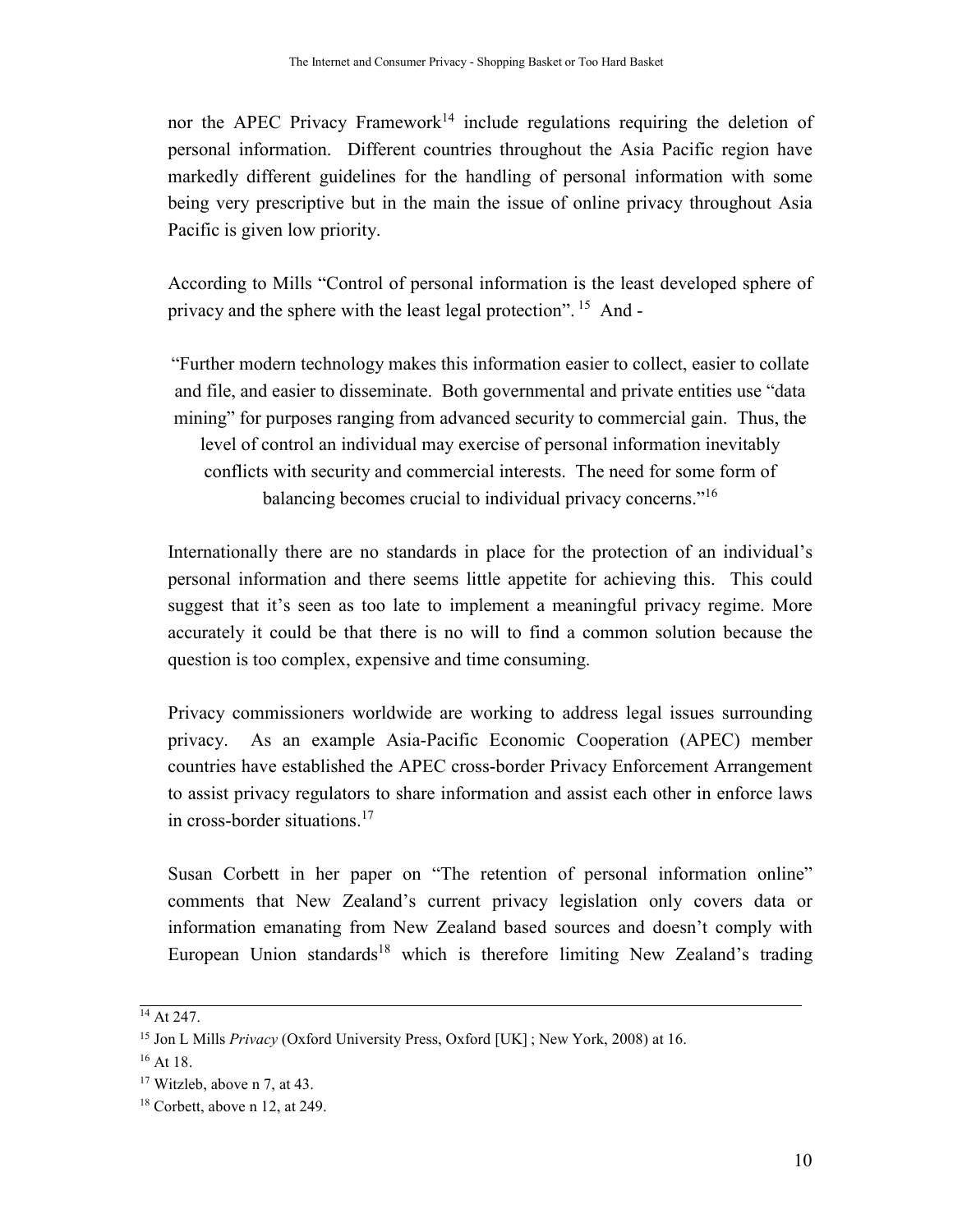nor the APEC Privacy Framework[14] include regulations requiring the deletion of personal information. Different countries throughout the Asia Pacific region have markedly different guidelines for the handling of personal information with some being very prescriptive but in the main the issue of online privacy throughout Asia Pacific is given low priority.

According to Mills "Control of personal information is the least developed sphere of privacy and the sphere with the least legal protection". [15] And -

> "Further modern technology makes this information easier to collect, easier to collate and file, and easier to disseminate. Both governmental and private entities use "data mining" for purposes ranging from advanced security to commercial gain. Thus, the level of control an individual may exercise of personal information inevitably conflicts with security and commercial interests. The need for some form of balancing becomes crucial to individual privacy concerns."[16]

Internationally there are no standards in place for the protection of an individual's personal information and there seems little appetite for achieving this. This could suggest that it's seen as too late to implement a meaningful privacy regime. More accurately it could be that there is no will to find a common solution because the question is too complex, expensive and time consuming.

Privacy commissioners worldwide are working to address legal issues surrounding privacy. As an example Asia-Pacific Economic Cooperation (APEC) member countries have established the APEC cross-border Privacy Enforcement Arrangement to assist privacy regulators to share information and assist each other in enforce laws in cross-border situations.[17]

Susan Corbett in her paper on "The retention of personal information online" comments that New Zealand's current privacy legislation only covers data or information emanating from New Zealand based sources and doesn't comply with European Union standards[18] which is therefore limiting New Zealand's trading

---

[14] At 247.

[15] Jon L Mills *Privacy* (Oxford University Press, Oxford [UK] ; New York, 2008) at 16.

[16] At 18.

[17] Witzleb, above n 7, at 43.

[18] Corbett, above n 12, at 249.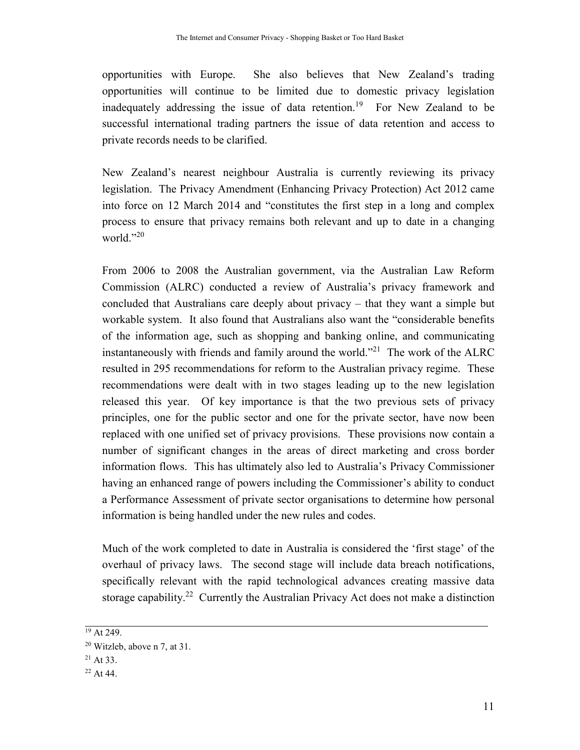opportunities with Europe. She also believes that New Zealand's trading opportunities will continue to be limited due to domestic privacy legislation inadequately addressing the issue of data retention.[19] For New Zealand to be successful international trading partners the issue of data retention and access to private records needs to be clarified.

New Zealand's nearest neighbour Australia is currently reviewing its privacy legislation. The Privacy Amendment (Enhancing Privacy Protection) Act 2012 came into force on 12 March 2014 and "constitutes the first step in a long and complex process to ensure that privacy remains both relevant and up to date in a changing world."[20]

From 2006 to 2008 the Australian government, via the Australian Law Reform Commission (ALRC) conducted a review of Australia's privacy framework and concluded that Australians care deeply about privacy – that they want a simple but workable system. It also found that Australians also want the "considerable benefits of the information age, such as shopping and banking online, and communicating instantaneously with friends and family around the world."[21] The work of the ALRC resulted in 295 recommendations for reform to the Australian privacy regime. These recommendations were dealt with in two stages leading up to the new legislation released this year. Of key importance is that the two previous sets of privacy principles, one for the public sector and one for the private sector, have now been replaced with one unified set of privacy provisions. These provisions now contain a number of significant changes in the areas of direct marketing and cross border information flows. This has ultimately also led to Australia's Privacy Commissioner having an enhanced range of powers including the Commissioner's ability to conduct a Performance Assessment of private sector organisations to determine how personal information is being handled under the new rules and codes.

Much of the work completed to date in Australia is considered the 'first stage' of the overhaul of privacy laws. The second stage will include data breach notifications, specifically relevant with the rapid technological advances creating massive data storage capability.[22] Currently the Australian Privacy Act does not make a distinction

---

[19] At 249.

[20] Witzleb, above n 7, at 31.

[21] At 33.

[22] At 44.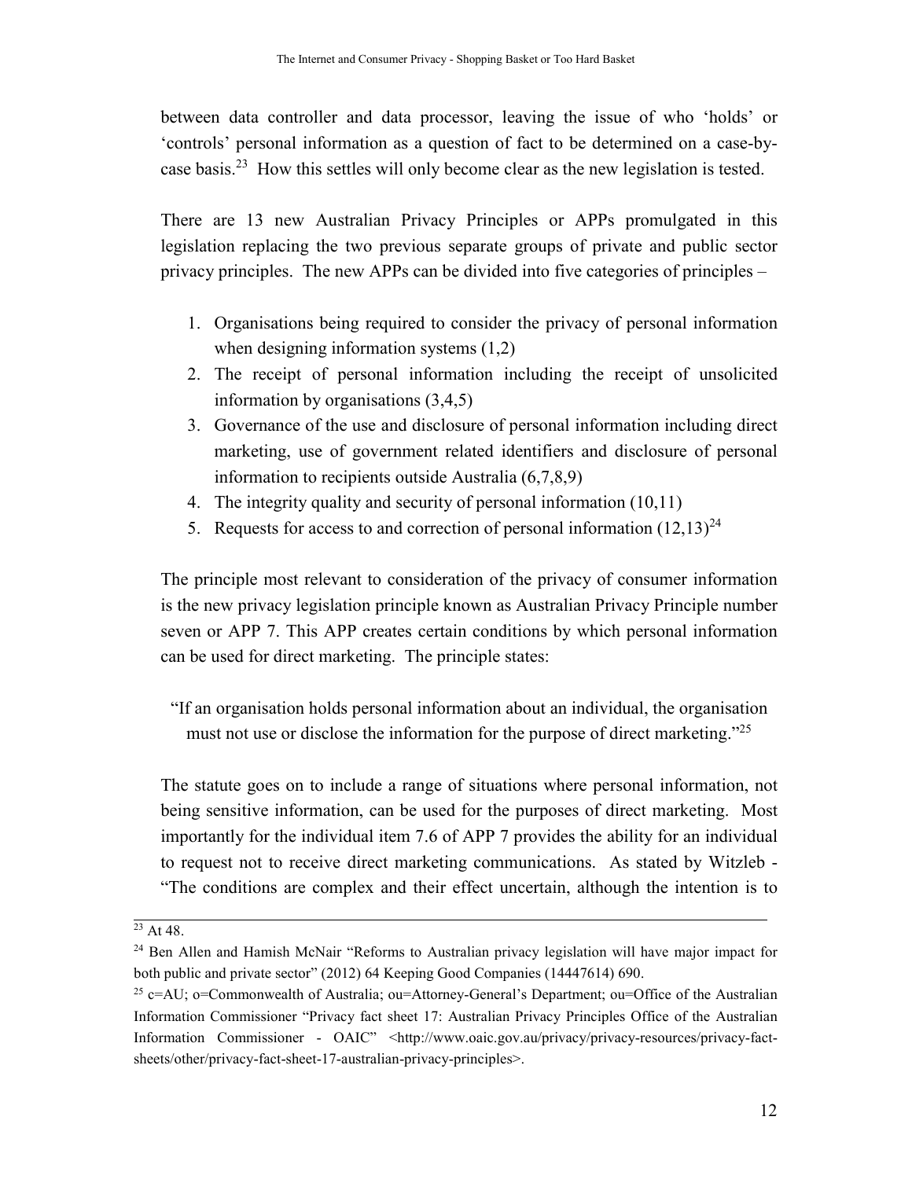between data controller and data processor, leaving the issue of who 'holds' or 'controls' personal information as a question of fact to be determined on a case-by-case basis.[23] How this settles will only become clear as the new legislation is tested.

There are 13 new Australian Privacy Principles or APPs promulgated in this legislation replacing the two previous separate groups of private and public sector privacy principles. The new APPs can be divided into five categories of principles –

1. Organisations being required to consider the privacy of personal information when designing information systems (1,2)
2. The receipt of personal information including the receipt of unsolicited information by organisations (3,4,5)
3. Governance of the use and disclosure of personal information including direct marketing, use of government related identifiers and disclosure of personal information to recipients outside Australia (6,7,8,9)
4. The integrity quality and security of personal information (10,11)
5. Requests for access to and correction of personal information (12,13)[24]

The principle most relevant to consideration of the privacy of consumer information is the new privacy legislation principle known as Australian Privacy Principle number seven or APP 7. This APP creates certain conditions by which personal information can be used for direct marketing. The principle states:

> "If an organisation holds personal information about an individual, the organisation must not use or disclose the information for the purpose of direct marketing."[25]

The statute goes on to include a range of situations where personal information, not being sensitive information, can be used for the purposes of direct marketing. Most importantly for the individual item 7.6 of APP 7 provides the ability for an individual to request not to receive direct marketing communications. As stated by Witzleb - "The conditions are complex and their effect uncertain, although the intention is to

---

[23] At 48.

[24] Ben Allen and Hamish McNair "Reforms to Australian privacy legislation will have major impact for both public and private sector" (2012) 64 Keeping Good Companies (14447614) 690.

[25] c=AU; o=Commonwealth of Australia; ou=Attorney-General's Department; ou=Office of the Australian Information Commissioner "Privacy fact sheet 17: Australian Privacy Principles Office of the Australian Information Commissioner - OAIC" <http://www.oaic.gov.au/privacy/privacy-resources/privacy-fact-sheets/other/privacy-fact-sheet-17-australian-privacy-principles>.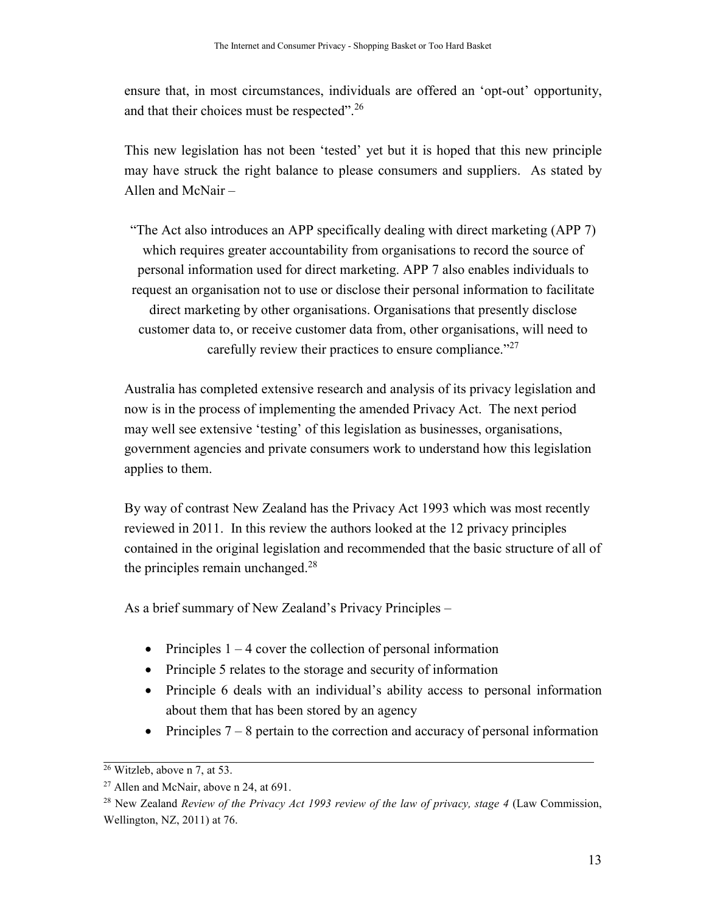ensure that, in most circumstances, individuals are offered an 'opt-out' opportunity, and that their choices must be respected".[26]

This new legislation has not been 'tested' yet but it is hoped that this new principle may have struck the right balance to please consumers and suppliers. As stated by Allen and McNair –

> "The Act also introduces an APP specifically dealing with direct marketing (APP 7) which requires greater accountability from organisations to record the source of personal information used for direct marketing. APP 7 also enables individuals to request an organisation not to use or disclose their personal information to facilitate direct marketing by other organisations. Organisations that presently disclose customer data to, or receive customer data from, other organisations, will need to carefully review their practices to ensure compliance."[27]

Australia has completed extensive research and analysis of its privacy legislation and now is in the process of implementing the amended Privacy Act. The next period may well see extensive 'testing' of this legislation as businesses, organisations, government agencies and private consumers work to understand how this legislation applies to them.

By way of contrast New Zealand has the Privacy Act 1993 which was most recently reviewed in 2011. In this review the authors looked at the 12 privacy principles contained in the original legislation and recommended that the basic structure of all of the principles remain unchanged.[28]

As a brief summary of New Zealand's Privacy Principles –

- Principles 1 – 4 cover the collection of personal information
- Principle 5 relates to the storage and security of information
- Principle 6 deals with an individual's ability access to personal information about them that has been stored by an agency
- Principles 7 – 8 pertain to the correction and accuracy of personal information

---

[26] Witzleb, above n 7, at 53.

[27] Allen and McNair, above n 24, at 691.

[28] New Zealand *Review of the Privacy Act 1993 review of the law of privacy, stage 4* (Law Commission, Wellington, NZ, 2011) at 76.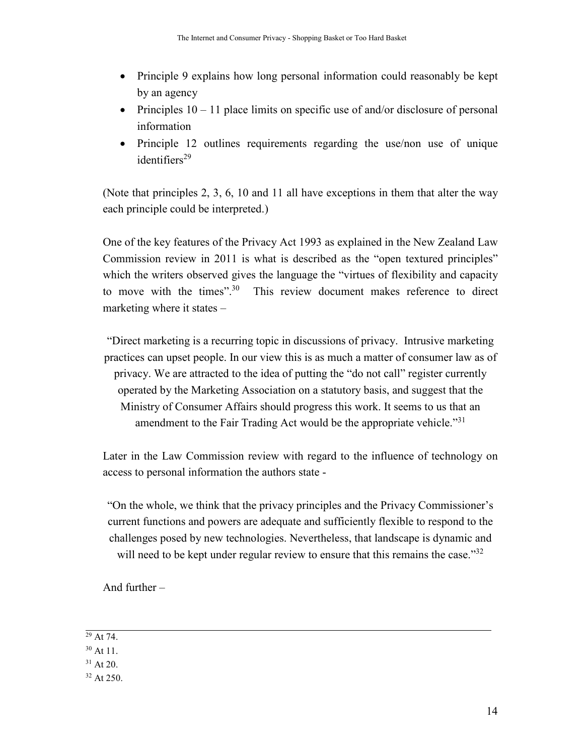- Principle 9 explains how long personal information could reasonably be kept by an agency
- Principles 10 – 11 place limits on specific use of and/or disclosure of personal information
- Principle 12 outlines requirements regarding the use/non use of unique identifiers[29]

(Note that principles 2, 3, 6, 10 and 11 all have exceptions in them that alter the way each principle could be interpreted.)

One of the key features of the Privacy Act 1993 as explained in the New Zealand Law Commission review in 2011 is what is described as the "open textured principles" which the writers observed gives the language the "virtues of flexibility and capacity to move with the times".[30] This review document makes reference to direct marketing where it states –

> "Direct marketing is a recurring topic in discussions of privacy. Intrusive marketing practices can upset people. In our view this is as much a matter of consumer law as of privacy. We are attracted to the idea of putting the "do not call" register currently operated by the Marketing Association on a statutory basis, and suggest that the Ministry of Consumer Affairs should progress this work. It seems to us that an amendment to the Fair Trading Act would be the appropriate vehicle."[31]

Later in the Law Commission review with regard to the influence of technology on access to personal information the authors state -

> "On the whole, we think that the privacy principles and the Privacy Commissioner's current functions and powers are adequate and sufficiently flexible to respond to the challenges posed by new technologies. Nevertheless, that landscape is dynamic and will need to be kept under regular review to ensure that this remains the case."[32]

And further –

---

[29] At 74.

[30] At 11.

[31] At 20.

[32] At 250.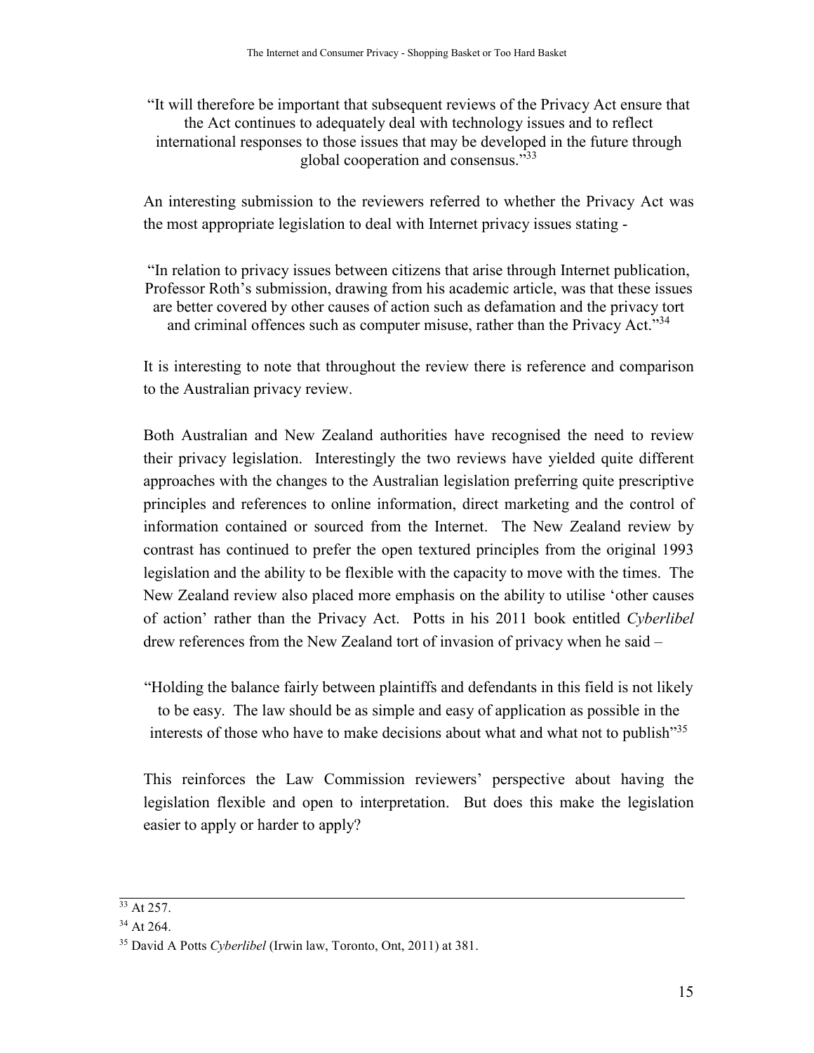> "It will therefore be important that subsequent reviews of the Privacy Act ensure that the Act continues to adequately deal with technology issues and to reflect international responses to those issues that may be developed in the future through global cooperation and consensus."[33]

An interesting submission to the reviewers referred to whether the Privacy Act was the most appropriate legislation to deal with Internet privacy issues stating -

> "In relation to privacy issues between citizens that arise through Internet publication, Professor Roth's submission, drawing from his academic article, was that these issues are better covered by other causes of action such as defamation and the privacy tort and criminal offences such as computer misuse, rather than the Privacy Act."[34]

It is interesting to note that throughout the review there is reference and comparison to the Australian privacy review.

Both Australian and New Zealand authorities have recognised the need to review their privacy legislation. Interestingly the two reviews have yielded quite different approaches with the changes to the Australian legislation preferring quite prescriptive principles and references to online information, direct marketing and the control of information contained or sourced from the Internet. The New Zealand review by contrast has continued to prefer the open textured principles from the original 1993 legislation and the ability to be flexible with the capacity to move with the times. The New Zealand review also placed more emphasis on the ability to utilise 'other causes of action' rather than the Privacy Act. Potts in his 2011 book entitled *Cyberlibel* drew references from the New Zealand tort of invasion of privacy when he said –

> "Holding the balance fairly between plaintiffs and defendants in this field is not likely to be easy. The law should be as simple and easy of application as possible in the interests of those who have to make decisions about what and what not to publish"[35]

This reinforces the Law Commission reviewers' perspective about having the legislation flexible and open to interpretation. But does this make the legislation easier to apply or harder to apply?

---

[33] At 257.

[34] At 264.

[35] David A Potts *Cyberlibel* (Irwin law, Toronto, Ont, 2011) at 381.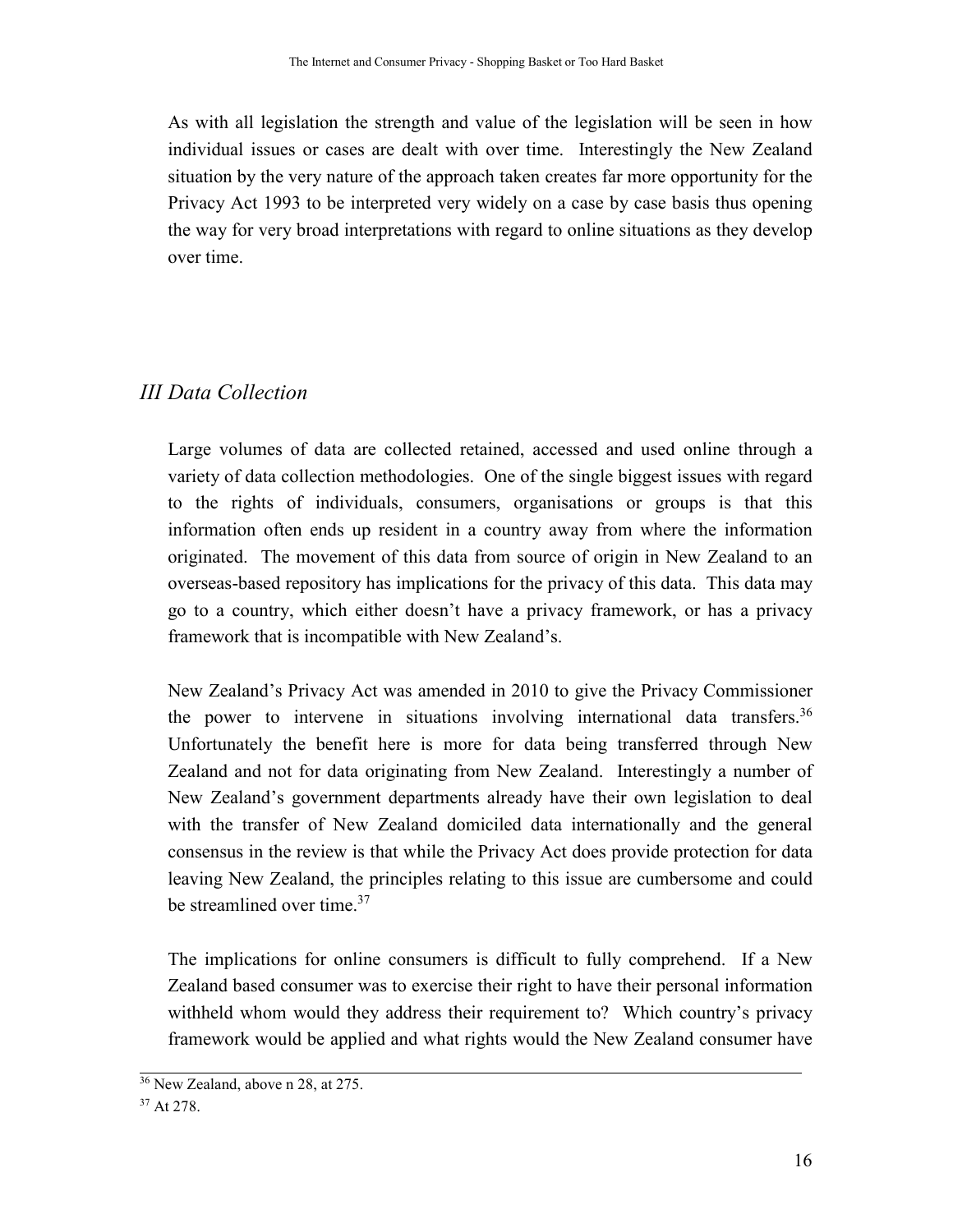As with all legislation the strength and value of the legislation will be seen in how individual issues or cases are dealt with over time. Interestingly the New Zealand situation by the very nature of the approach taken creates far more opportunity for the Privacy Act 1993 to be interpreted very widely on a case by case basis thus opening the way for very broad interpretations with regard to online situations as they develop over time.

## *III Data Collection*

Large volumes of data are collected retained, accessed and used online through a variety of data collection methodologies. One of the single biggest issues with regard to the rights of individuals, consumers, organisations or groups is that this information often ends up resident in a country away from where the information originated. The movement of this data from source of origin in New Zealand to an overseas-based repository has implications for the privacy of this data. This data may go to a country, which either doesn't have a privacy framework, or has a privacy framework that is incompatible with New Zealand's.

New Zealand's Privacy Act was amended in 2010 to give the Privacy Commissioner the power to intervene in situations involving international data transfers.[36] Unfortunately the benefit here is more for data being transferred through New Zealand and not for data originating from New Zealand. Interestingly a number of New Zealand's government departments already have their own legislation to deal with the transfer of New Zealand domiciled data internationally and the general consensus in the review is that while the Privacy Act does provide protection for data leaving New Zealand, the principles relating to this issue are cumbersome and could be streamlined over time.[37]

The implications for online consumers is difficult to fully comprehend. If a New Zealand based consumer was to exercise their right to have their personal information withheld whom would they address their requirement to? Which country's privacy framework would be applied and what rights would the New Zealand consumer have

---

[36] New Zealand, above n 28, at 275.

[37] At 278.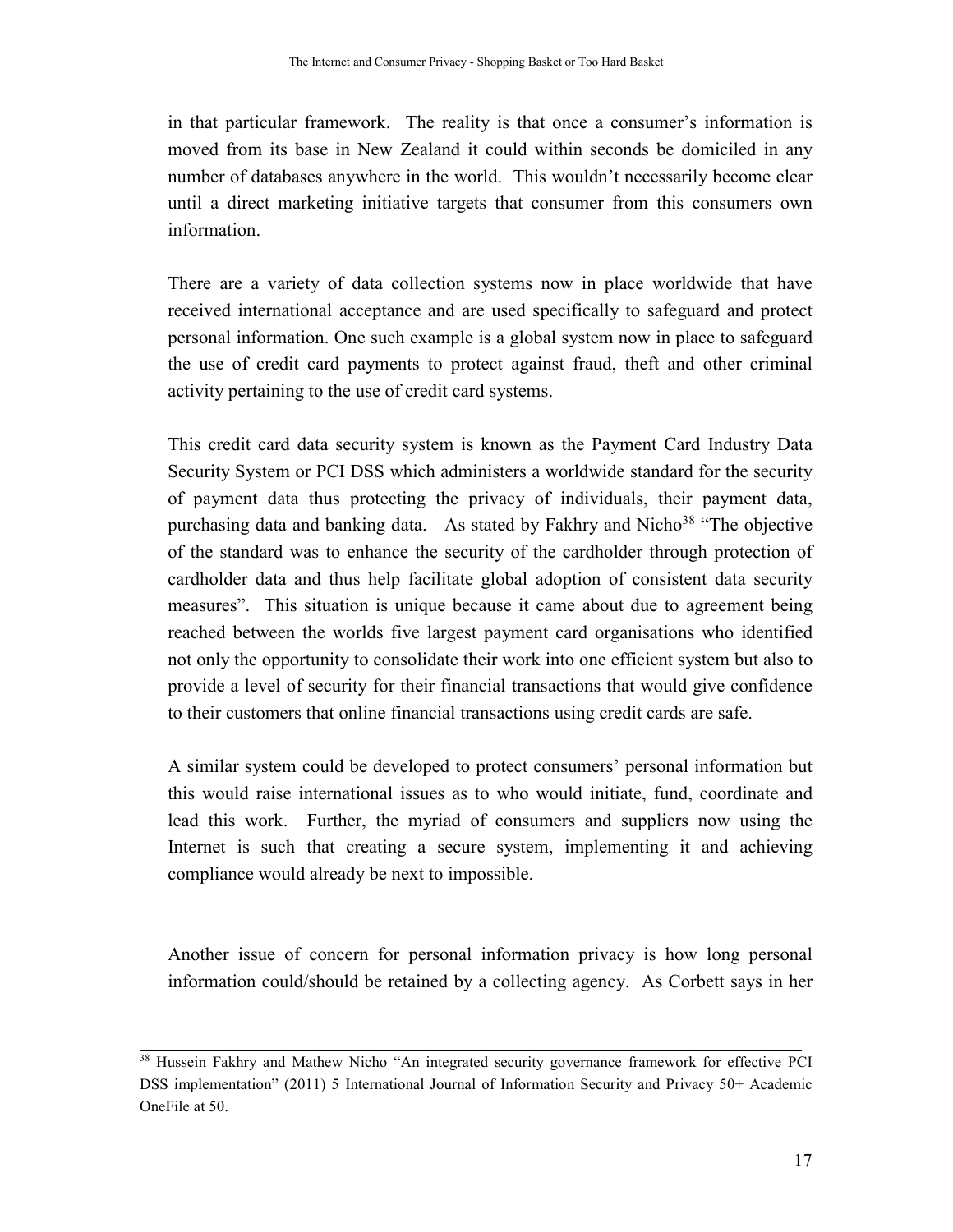in that particular framework. The reality is that once a consumer's information is moved from its base in New Zealand it could within seconds be domiciled in any number of databases anywhere in the world. This wouldn't necessarily become clear until a direct marketing initiative targets that consumer from this consumers own information.

There are a variety of data collection systems now in place worldwide that have received international acceptance and are used specifically to safeguard and protect personal information. One such example is a global system now in place to safeguard the use of credit card payments to protect against fraud, theft and other criminal activity pertaining to the use of credit card systems.

This credit card data security system is known as the Payment Card Industry Data Security System or PCI DSS which administers a worldwide standard for the security of payment data thus protecting the privacy of individuals, their payment data, purchasing data and banking data. As stated by Fakhry and Nicho[38] "The objective of the standard was to enhance the security of the cardholder through protection of cardholder data and thus help facilitate global adoption of consistent data security measures". This situation is unique because it came about due to agreement being reached between the worlds five largest payment card organisations who identified not only the opportunity to consolidate their work into one efficient system but also to provide a level of security for their financial transactions that would give confidence to their customers that online financial transactions using credit cards are safe.

A similar system could be developed to protect consumers' personal information but this would raise international issues as to who would initiate, fund, coordinate and lead this work. Further, the myriad of consumers and suppliers now using the Internet is such that creating a secure system, implementing it and achieving compliance would already be next to impossible.

Another issue of concern for personal information privacy is how long personal information could/should be retained by a collecting agency. As Corbett says in her

---

[38] Hussein Fakhry and Mathew Nicho "An integrated security governance framework for effective PCI DSS implementation" (2011) 5 International Journal of Information Security and Privacy 50+ Academic OneFile at 50.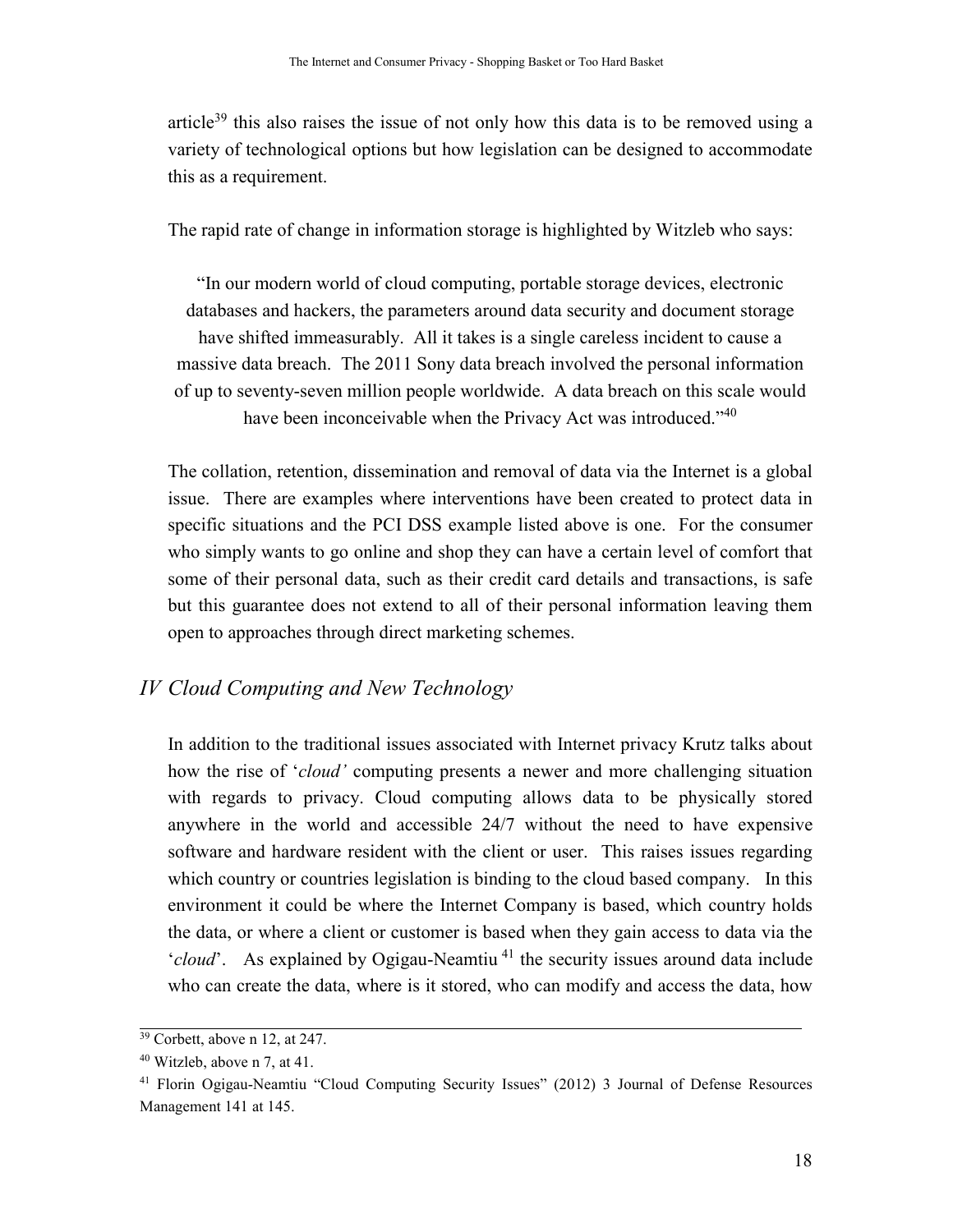article[39] this also raises the issue of not only how this data is to be removed using a variety of technological options but how legislation can be designed to accommodate this as a requirement.

The rapid rate of change in information storage is highlighted by Witzleb who says:

> "In our modern world of cloud computing, portable storage devices, electronic databases and hackers, the parameters around data security and document storage have shifted immeasurably. All it takes is a single careless incident to cause a massive data breach. The 2011 Sony data breach involved the personal information of up to seventy-seven million people worldwide. A data breach on this scale would have been inconceivable when the Privacy Act was introduced."[40]

The collation, retention, dissemination and removal of data via the Internet is a global issue. There are examples where interventions have been created to protect data in specific situations and the PCI DSS example listed above is one. For the consumer who simply wants to go online and shop they can have a certain level of comfort that some of their personal data, such as their credit card details and transactions, is safe but this guarantee does not extend to all of their personal information leaving them open to approaches through direct marketing schemes.

## *IV Cloud Computing and New Technology*

In addition to the traditional issues associated with Internet privacy Krutz talks about how the rise of '*cloud'* computing presents a newer and more challenging situation with regards to privacy. Cloud computing allows data to be physically stored anywhere in the world and accessible 24/7 without the need to have expensive software and hardware resident with the client or user. This raises issues regarding which country or countries legislation is binding to the cloud based company. In this environment it could be where the Internet Company is based, which country holds the data, or where a client or customer is based when they gain access to data via the '*cloud*'. As explained by Ogigau-Neamtiu[41] the security issues around data include who can create the data, where is it stored, who can modify and access the data, how

---

[39] Corbett, above n 12, at 247.

[40] Witzleb, above n 7, at 41.

[41] Florin Ogigau-Neamtiu "Cloud Computing Security Issues" (2012) 3 Journal of Defense Resources Management 141 at 145.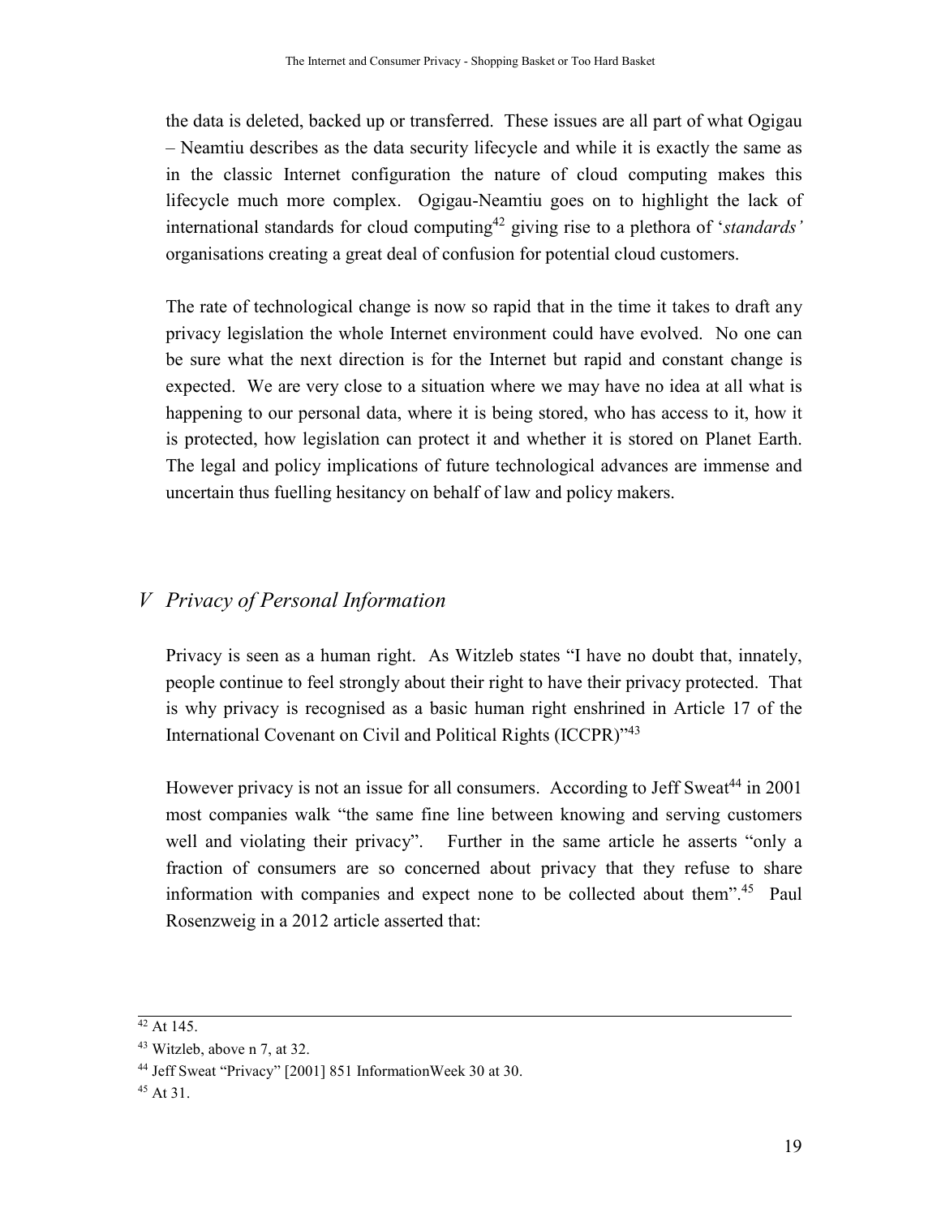the data is deleted, backed up or transferred. These issues are all part of what Ogigau – Neamtiu describes as the data security lifecycle and while it is exactly the same as in the classic Internet configuration the nature of cloud computing makes this lifecycle much more complex. Ogigau-Neamtiu goes on to highlight the lack of international standards for cloud computing[42] giving rise to a plethora of '*standards'* organisations creating a great deal of confusion for potential cloud customers.

The rate of technological change is now so rapid that in the time it takes to draft any privacy legislation the whole Internet environment could have evolved. No one can be sure what the next direction is for the Internet but rapid and constant change is expected. We are very close to a situation where we may have no idea at all what is happening to our personal data, where it is being stored, who has access to it, how it is protected, how legislation can protect it and whether it is stored on Planet Earth. The legal and policy implications of future technological advances are immense and uncertain thus fuelling hesitancy on behalf of law and policy makers.

## *V Privacy of Personal Information*

Privacy is seen as a human right. As Witzleb states "I have no doubt that, innately, people continue to feel strongly about their right to have their privacy protected. That is why privacy is recognised as a basic human right enshrined in Article 17 of the International Covenant on Civil and Political Rights (ICCPR)"[43]

However privacy is not an issue for all consumers. According to Jeff Sweat[44] in 2001 most companies walk "the same fine line between knowing and serving customers well and violating their privacy". Further in the same article he asserts "only a fraction of consumers are so concerned about privacy that they refuse to share information with companies and expect none to be collected about them".[45] Paul Rosenzweig in a 2012 article asserted that:

---

[42] At 145.

[43] Witzleb, above n 7, at 32.

[44] Jeff Sweat "Privacy" [2001] 851 InformationWeek 30 at 30.

[45] At 31.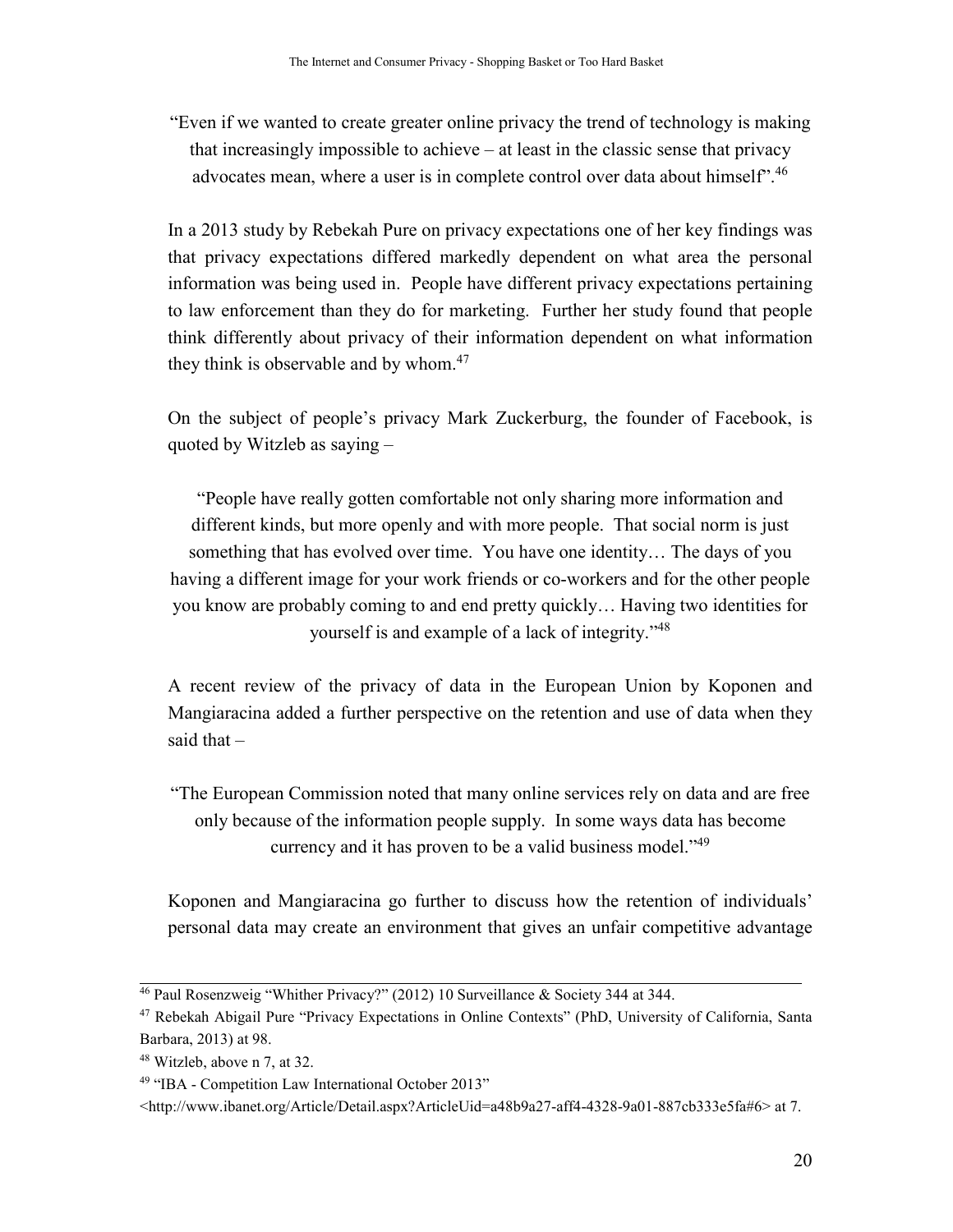> "Even if we wanted to create greater online privacy the trend of technology is making that increasingly impossible to achieve – at least in the classic sense that privacy advocates mean, where a user is in complete control over data about himself".[46]

In a 2013 study by Rebekah Pure on privacy expectations one of her key findings was that privacy expectations differed markedly dependent on what area the personal information was being used in. People have different privacy expectations pertaining to law enforcement than they do for marketing. Further her study found that people think differently about privacy of their information dependent on what information they think is observable and by whom.[47]

On the subject of people's privacy Mark Zuckerburg, the founder of Facebook, is quoted by Witzleb as saying –

> "People have really gotten comfortable not only sharing more information and different kinds, but more openly and with more people. That social norm is just something that has evolved over time. You have one identity… The days of you having a different image for your work friends or co-workers and for the other people you know are probably coming to and end pretty quickly… Having two identities for yourself is and example of a lack of integrity."[48]

A recent review of the privacy of data in the European Union by Koponen and Mangiaracina added a further perspective on the retention and use of data when they said that –

> "The European Commission noted that many online services rely on data and are free only because of the information people supply. In some ways data has become currency and it has proven to be a valid business model."[49]

Koponen and Mangiaracina go further to discuss how the retention of individuals' personal data may create an environment that gives an unfair competitive advantage

---

[46] Paul Rosenzweig "Whither Privacy?" (2012) 10 Surveillance & Society 344 at 344.

[47] Rebekah Abigail Pure "Privacy Expectations in Online Contexts" (PhD, University of California, Santa Barbara, 2013) at 98.

[48] Witzleb, above n 7, at 32.

[49] "IBA - Competition Law International October 2013" <http://www.ibanet.org/Article/Detail.aspx?ArticleUid=a48b9a27-aff4-4328-9a01-887cb333e5fa#6> at 7.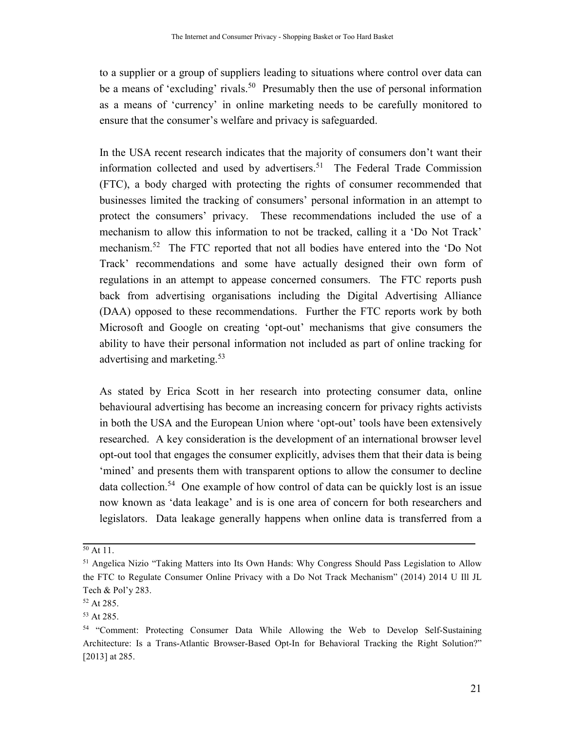to a supplier or a group of suppliers leading to situations where control over data can be a means of 'excluding' rivals.[50] Presumably then the use of personal information as a means of 'currency' in online marketing needs to be carefully monitored to ensure that the consumer's welfare and privacy is safeguarded.

In the USA recent research indicates that the majority of consumers don't want their information collected and used by advertisers.[51] The Federal Trade Commission (FTC), a body charged with protecting the rights of consumer recommended that businesses limited the tracking of consumers' personal information in an attempt to protect the consumers' privacy. These recommendations included the use of a mechanism to allow this information to not be tracked, calling it a 'Do Not Track' mechanism.[52] The FTC reported that not all bodies have entered into the 'Do Not Track' recommendations and some have actually designed their own form of regulations in an attempt to appease concerned consumers. The FTC reports push back from advertising organisations including the Digital Advertising Alliance (DAA) opposed to these recommendations. Further the FTC reports work by both Microsoft and Google on creating 'opt-out' mechanisms that give consumers the ability to have their personal information not included as part of online tracking for advertising and marketing.[53]

As stated by Erica Scott in her research into protecting consumer data, online behavioural advertising has become an increasing concern for privacy rights activists in both the USA and the European Union where 'opt-out' tools have been extensively researched. A key consideration is the development of an international browser level opt-out tool that engages the consumer explicitly, advises them that their data is being 'mined' and presents them with transparent options to allow the consumer to decline data collection.[54] One example of how control of data can be quickly lost is an issue now known as 'data leakage' and is is one area of concern for both researchers and legislators. Data leakage generally happens when online data is transferred from a

---

[50] At 11.

[51] Angelica Nizio "Taking Matters into Its Own Hands: Why Congress Should Pass Legislation to Allow the FTC to Regulate Consumer Online Privacy with a Do Not Track Mechanism" (2014) 2014 U Ill JL Tech & Pol'y 283.

[52] At 285.

[53] At 285.

[54] "Comment: Protecting Consumer Data While Allowing the Web to Develop Self-Sustaining Architecture: Is a Trans-Atlantic Browser-Based Opt-In for Behavioral Tracking the Right Solution?" [2013] at 285.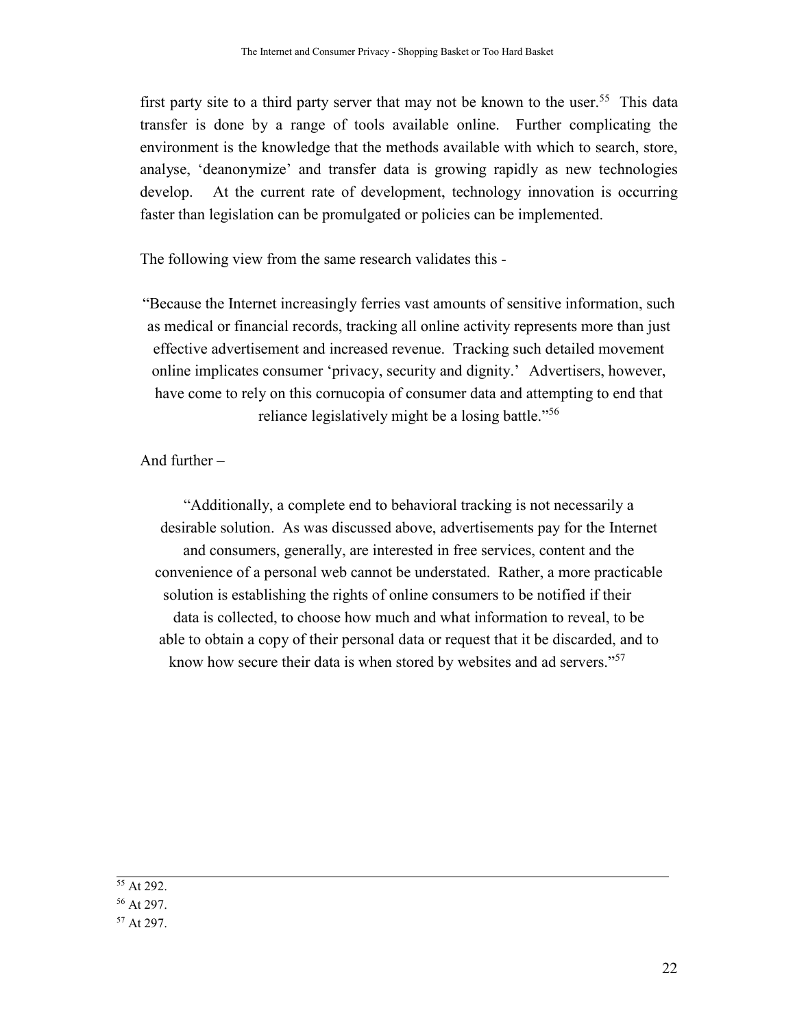first party site to a third party server that may not be known to the user.[55] This data transfer is done by a range of tools available online. Further complicating the environment is the knowledge that the methods available with which to search, store, analyse, 'deanonymize' and transfer data is growing rapidly as new technologies develop. At the current rate of development, technology innovation is occurring faster than legislation can be promulgated or policies can be implemented.

The following view from the same research validates this -

> "Because the Internet increasingly ferries vast amounts of sensitive information, such as medical or financial records, tracking all online activity represents more than just effective advertisement and increased revenue. Tracking such detailed movement online implicates consumer 'privacy, security and dignity.' Advertisers, however, have come to rely on this cornucopia of consumer data and attempting to end that reliance legislatively might be a losing battle."[56]

And further –

> "Additionally, a complete end to behavioral tracking is not necessarily a desirable solution. As was discussed above, advertisements pay for the Internet and consumers, generally, are interested in free services, content and the convenience of a personal web cannot be understated. Rather, a more practicable solution is establishing the rights of online consumers to be notified if their data is collected, to choose how much and what information to reveal, to be able to obtain a copy of their personal data or request that it be discarded, and to know how secure their data is when stored by websites and ad servers."[57]

---

[55] At 292.

[56] At 297.

[57] At 297.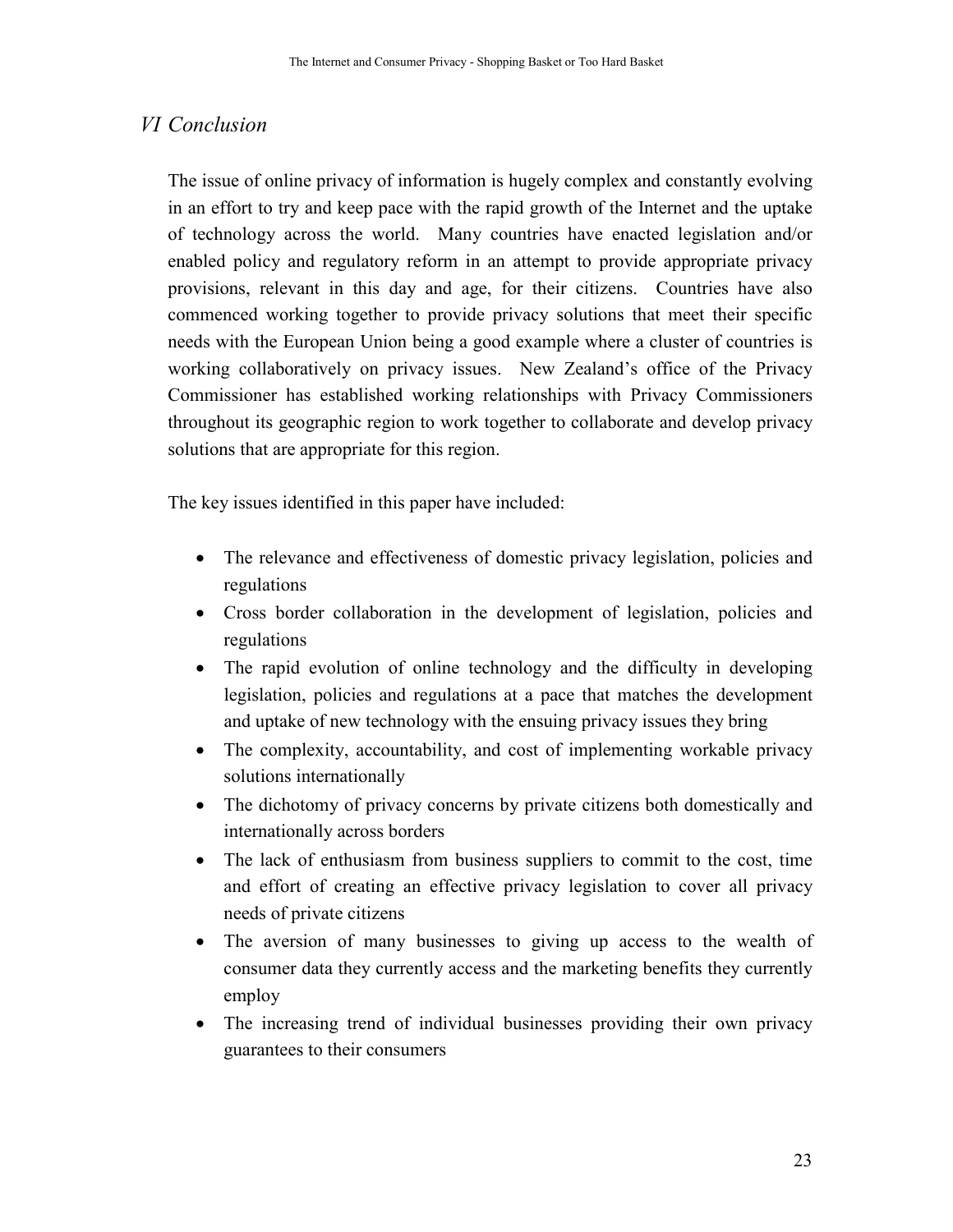## *VI Conclusion*

The issue of online privacy of information is hugely complex and constantly evolving in an effort to try and keep pace with the rapid growth of the Internet and the uptake of technology across the world. Many countries have enacted legislation and/or enabled policy and regulatory reform in an attempt to provide appropriate privacy provisions, relevant in this day and age, for their citizens. Countries have also commenced working together to provide privacy solutions that meet their specific needs with the European Union being a good example where a cluster of countries is working collaboratively on privacy issues. New Zealand's office of the Privacy Commissioner has established working relationships with Privacy Commissioners throughout its geographic region to work together to collaborate and develop privacy solutions that are appropriate for this region.

The key issues identified in this paper have included:

- The relevance and effectiveness of domestic privacy legislation, policies and regulations
- Cross border collaboration in the development of legislation, policies and regulations
- The rapid evolution of online technology and the difficulty in developing legislation, policies and regulations at a pace that matches the development and uptake of new technology with the ensuing privacy issues they bring
- The complexity, accountability, and cost of implementing workable privacy solutions internationally
- The dichotomy of privacy concerns by private citizens both domestically and internationally across borders
- The lack of enthusiasm from business suppliers to commit to the cost, time and effort of creating an effective privacy legislation to cover all privacy needs of private citizens
- The aversion of many businesses to giving up access to the wealth of consumer data they currently access and the marketing benefits they currently employ
- The increasing trend of individual businesses providing their own privacy guarantees to their consumers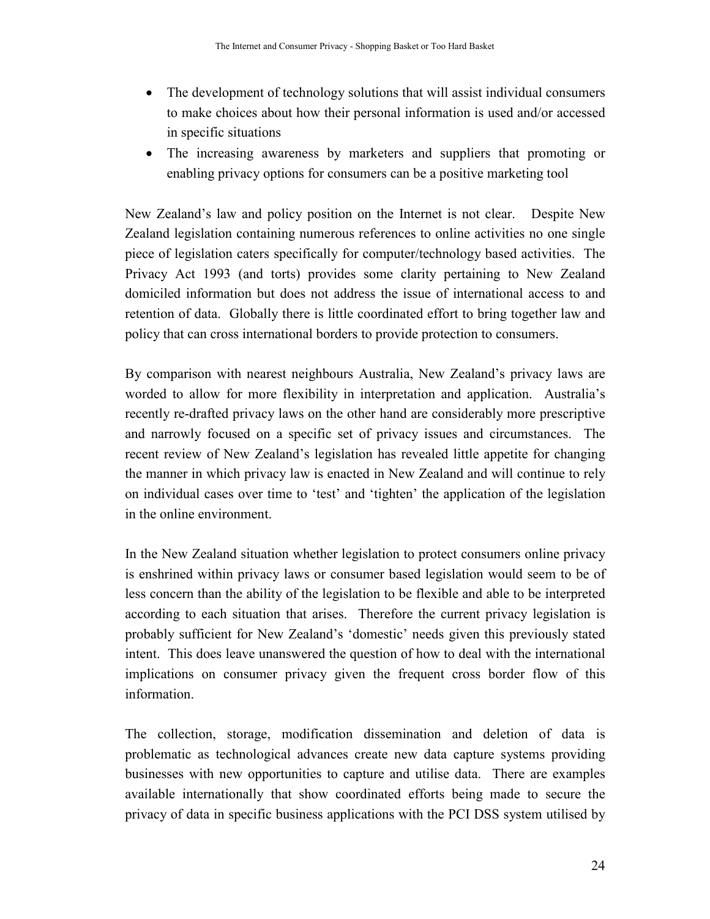- The development of technology solutions that will assist individual consumers to make choices about how their personal information is used and/or accessed in specific situations
- The increasing awareness by marketers and suppliers that promoting or enabling privacy options for consumers can be a positive marketing tool

New Zealand's law and policy position on the Internet is not clear. Despite New Zealand legislation containing numerous references to online activities no one single piece of legislation caters specifically for computer/technology based activities. The Privacy Act 1993 (and torts) provides some clarity pertaining to New Zealand domiciled information but does not address the issue of international access to and retention of data. Globally there is little coordinated effort to bring together law and policy that can cross international borders to provide protection to consumers.

By comparison with nearest neighbours Australia, New Zealand's privacy laws are worded to allow for more flexibility in interpretation and application. Australia's recently re-drafted privacy laws on the other hand are considerably more prescriptive and narrowly focused on a specific set of privacy issues and circumstances. The recent review of New Zealand's legislation has revealed little appetite for changing the manner in which privacy law is enacted in New Zealand and will continue to rely on individual cases over time to 'test' and 'tighten' the application of the legislation in the online environment.

In the New Zealand situation whether legislation to protect consumers online privacy is enshrined within privacy laws or consumer based legislation would seem to be of less concern than the ability of the legislation to be flexible and able to be interpreted according to each situation that arises. Therefore the current privacy legislation is probably sufficient for New Zealand's 'domestic' needs given this previously stated intent. This does leave unanswered the question of how to deal with the international implications on consumer privacy given the frequent cross border flow of this information.

The collection, storage, modification dissemination and deletion of data is problematic as technological advances create new data capture systems providing businesses with new opportunities to capture and utilise data. There are examples available internationally that show coordinated efforts being made to secure the privacy of data in specific business applications with the PCI DSS system utilised by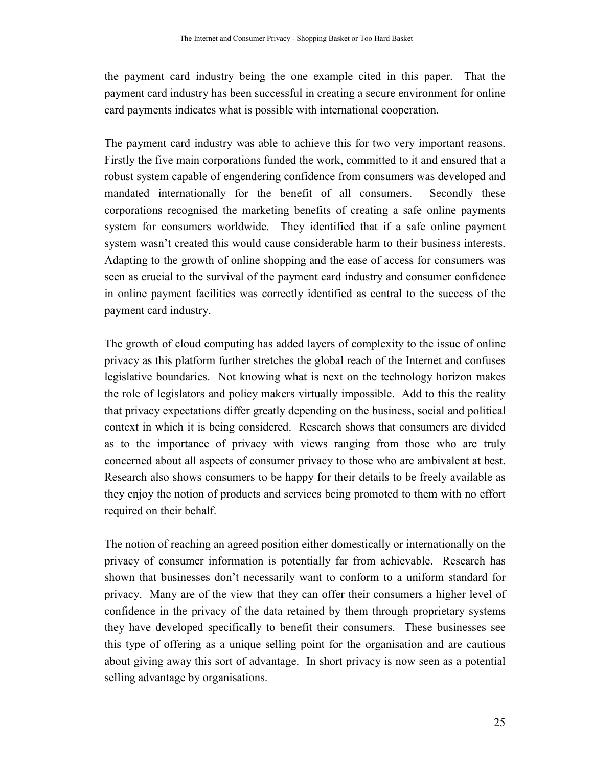the payment card industry being the one example cited in this paper. That the payment card industry has been successful in creating a secure environment for online card payments indicates what is possible with international cooperation.

The payment card industry was able to achieve this for two very important reasons. Firstly the five main corporations funded the work, committed to it and ensured that a robust system capable of engendering confidence from consumers was developed and mandated internationally for the benefit of all consumers. Secondly these corporations recognised the marketing benefits of creating a safe online payments system for consumers worldwide. They identified that if a safe online payment system wasn't created this would cause considerable harm to their business interests. Adapting to the growth of online shopping and the ease of access for consumers was seen as crucial to the survival of the payment card industry and consumer confidence in online payment facilities was correctly identified as central to the success of the payment card industry.

The growth of cloud computing has added layers of complexity to the issue of online privacy as this platform further stretches the global reach of the Internet and confuses legislative boundaries. Not knowing what is next on the technology horizon makes the role of legislators and policy makers virtually impossible. Add to this the reality that privacy expectations differ greatly depending on the business, social and political context in which it is being considered. Research shows that consumers are divided as to the importance of privacy with views ranging from those who are truly concerned about all aspects of consumer privacy to those who are ambivalent at best. Research also shows consumers to be happy for their details to be freely available as they enjoy the notion of products and services being promoted to them with no effort required on their behalf.

The notion of reaching an agreed position either domestically or internationally on the privacy of consumer information is potentially far from achievable. Research has shown that businesses don't necessarily want to conform to a uniform standard for privacy. Many are of the view that they can offer their consumers a higher level of confidence in the privacy of the data retained by them through proprietary systems they have developed specifically to benefit their consumers. These businesses see this type of offering as a unique selling point for the organisation and are cautious about giving away this sort of advantage. In short privacy is now seen as a potential selling advantage by organisations.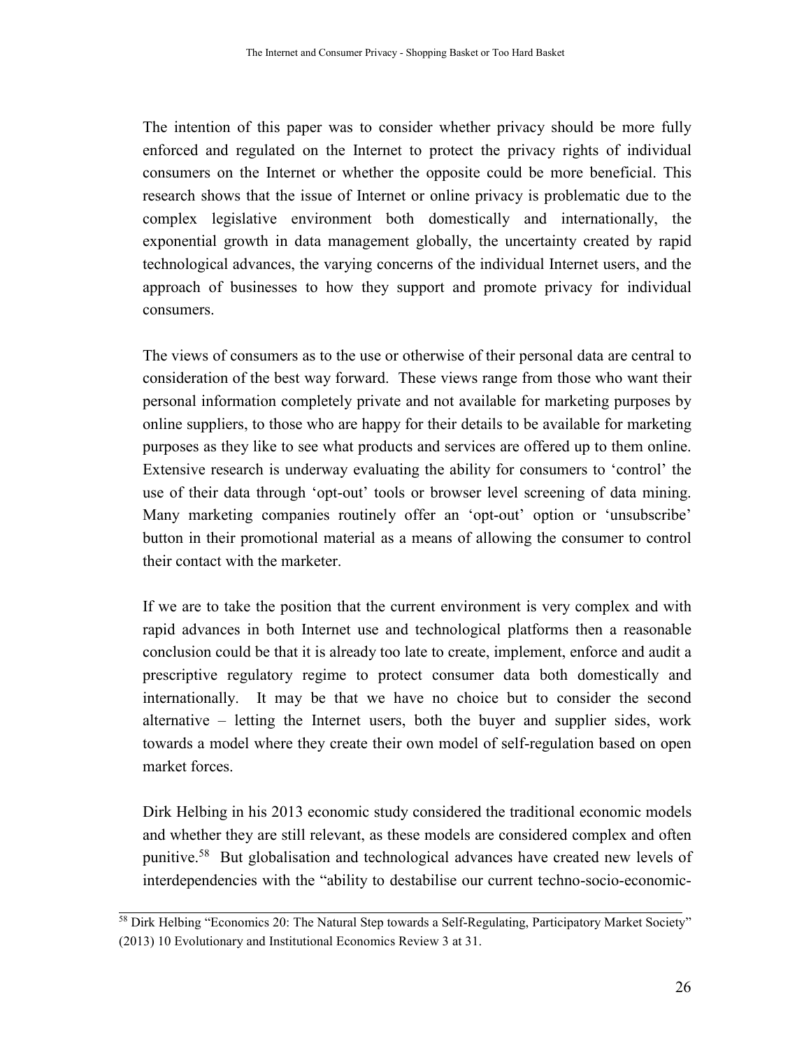The intention of this paper was to consider whether privacy should be more fully enforced and regulated on the Internet to protect the privacy rights of individual consumers on the Internet or whether the opposite could be more beneficial. This research shows that the issue of Internet or online privacy is problematic due to the complex legislative environment both domestically and internationally, the exponential growth in data management globally, the uncertainty created by rapid technological advances, the varying concerns of the individual Internet users, and the approach of businesses to how they support and promote privacy for individual consumers.

The views of consumers as to the use or otherwise of their personal data are central to consideration of the best way forward. These views range from those who want their personal information completely private and not available for marketing purposes by online suppliers, to those who are happy for their details to be available for marketing purposes as they like to see what products and services are offered up to them online. Extensive research is underway evaluating the ability for consumers to 'control' the use of their data through 'opt-out' tools or browser level screening of data mining. Many marketing companies routinely offer an 'opt-out' option or 'unsubscribe' button in their promotional material as a means of allowing the consumer to control their contact with the marketer.

If we are to take the position that the current environment is very complex and with rapid advances in both Internet use and technological platforms then a reasonable conclusion could be that it is already too late to create, implement, enforce and audit a prescriptive regulatory regime to protect consumer data both domestically and internationally. It may be that we have no choice but to consider the second alternative – letting the Internet users, both the buyer and supplier sides, work towards a model where they create their own model of self-regulation based on open market forces.

Dirk Helbing in his 2013 economic study considered the traditional economic models and whether they are still relevant, as these models are considered complex and often punitive.[58] But globalisation and technological advances have created new levels of interdependencies with the "ability to destabilise our current techno-socio-economic-

[58] Dirk Helbing "Economics 20: The Natural Step towards a Self-Regulating, Participatory Market Society" (2013) 10 Evolutionary and Institutional Economics Review 3 at 31.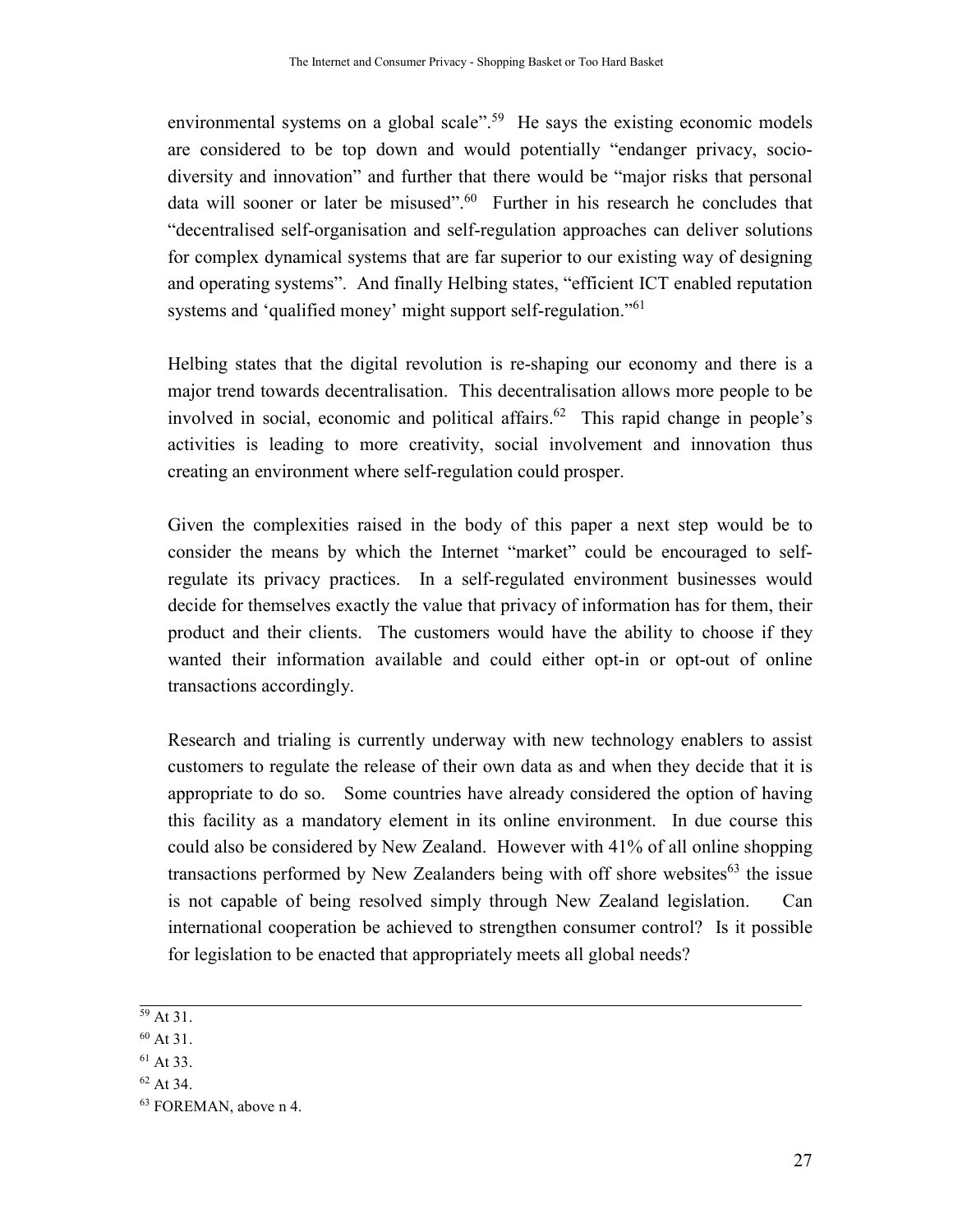environmental systems on a global scale".[59] He says the existing economic models are considered to be top down and would potentially "endanger privacy, socio-diversity and innovation" and further that there would be "major risks that personal data will sooner or later be misused".[60] Further in his research he concludes that "decentralised self-organisation and self-regulation approaches can deliver solutions for complex dynamical systems that are far superior to our existing way of designing and operating systems". And finally Helbing states, "efficient ICT enabled reputation systems and 'qualified money' might support self-regulation."[61]

Helbing states that the digital revolution is re-shaping our economy and there is a major trend towards decentralisation. This decentralisation allows more people to be involved in social, economic and political affairs.[62] This rapid change in people's activities is leading to more creativity, social involvement and innovation thus creating an environment where self-regulation could prosper.

Given the complexities raised in the body of this paper a next step would be to consider the means by which the Internet "market" could be encouraged to self-regulate its privacy practices. In a self-regulated environment businesses would decide for themselves exactly the value that privacy of information has for them, their product and their clients. The customers would have the ability to choose if they wanted their information available and could either opt-in or opt-out of online transactions accordingly.

Research and trialing is currently underway with new technology enablers to assist customers to regulate the release of their own data as and when they decide that it is appropriate to do so. Some countries have already considered the option of having this facility as a mandatory element in its online environment. In due course this could also be considered by New Zealand. However with 41% of all online shopping transactions performed by New Zealanders being with off shore websites[63] the issue is not capable of being resolved simply through New Zealand legislation. Can international cooperation be achieved to strengthen consumer control? Is it possible for legislation to be enacted that appropriately meets all global needs?

---

[59] At 31.

[60] At 31.

[61] At 33.

[62] At 34.

[63] FOREMAN, above n 4.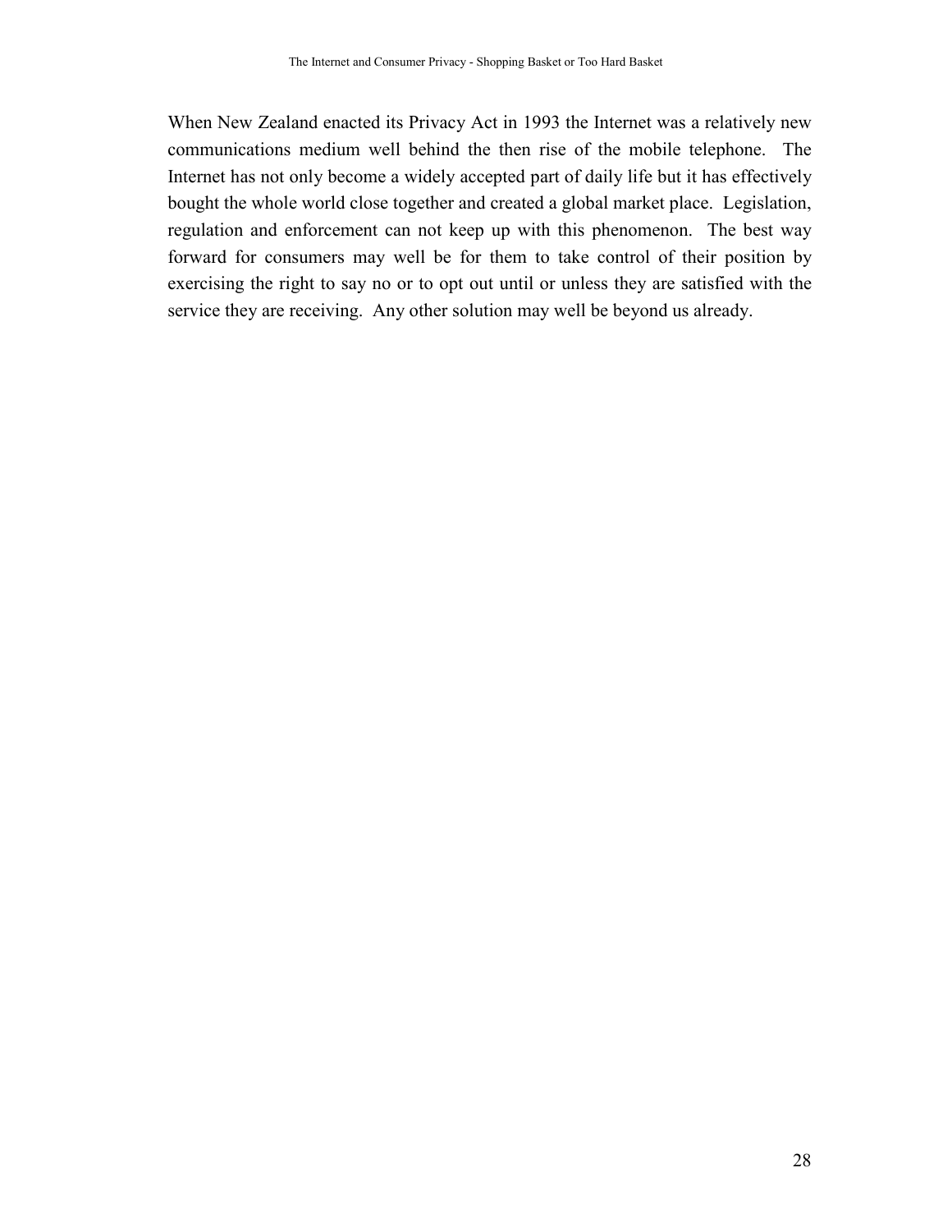When New Zealand enacted its Privacy Act in 1993 the Internet was a relatively new communications medium well behind the then rise of the mobile telephone. The Internet has not only become a widely accepted part of daily life but it has effectively bought the whole world close together and created a global market place. Legislation, regulation and enforcement can not keep up with this phenomenon. The best way forward for consumers may well be for them to take control of their position by exercising the right to say no or to opt out until or unless they are satisfied with the service they are receiving. Any other solution may well be beyond us already.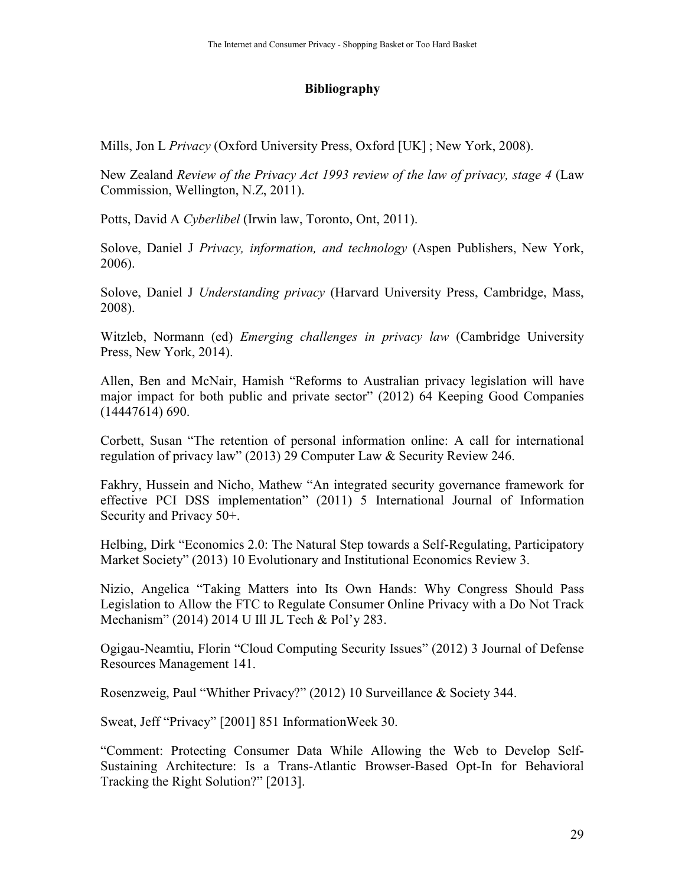## Bibliography

Mills, Jon L *Privacy* (Oxford University Press, Oxford [UK] ; New York, 2008).

New Zealand *Review of the Privacy Act 1993 review of the law of privacy, stage 4* (Law Commission, Wellington, N.Z, 2011).

Potts, David A *Cyberlibel* (Irwin law, Toronto, Ont, 2011).

Solove, Daniel J *Privacy, information, and technology* (Aspen Publishers, New York, 2006).

Solove, Daniel J *Understanding privacy* (Harvard University Press, Cambridge, Mass, 2008).

Witzleb, Normann (ed) *Emerging challenges in privacy law* (Cambridge University Press, New York, 2014).

Allen, Ben and McNair, Hamish "Reforms to Australian privacy legislation will have major impact for both public and private sector" (2012) 64 Keeping Good Companies (14447614) 690.

Corbett, Susan "The retention of personal information online: A call for international regulation of privacy law" (2013) 29 Computer Law & Security Review 246.

Fakhry, Hussein and Nicho, Mathew "An integrated security governance framework for effective PCI DSS implementation" (2011) 5 International Journal of Information Security and Privacy 50+.

Helbing, Dirk "Economics 2.0: The Natural Step towards a Self-Regulating, Participatory Market Society" (2013) 10 Evolutionary and Institutional Economics Review 3.

Nizio, Angelica "Taking Matters into Its Own Hands: Why Congress Should Pass Legislation to Allow the FTC to Regulate Consumer Online Privacy with a Do Not Track Mechanism" (2014) 2014 U Ill JL Tech & Pol'y 283.

Ogigau-Neamtiu, Florin "Cloud Computing Security Issues" (2012) 3 Journal of Defense Resources Management 141.

Rosenzweig, Paul "Whither Privacy?" (2012) 10 Surveillance & Society 344.

Sweat, Jeff "Privacy" [2001] 851 InformationWeek 30.

"Comment: Protecting Consumer Data While Allowing the Web to Develop Self-Sustaining Architecture: Is a Trans-Atlantic Browser-Based Opt-In for Behavioral Tracking the Right Solution?" [2013].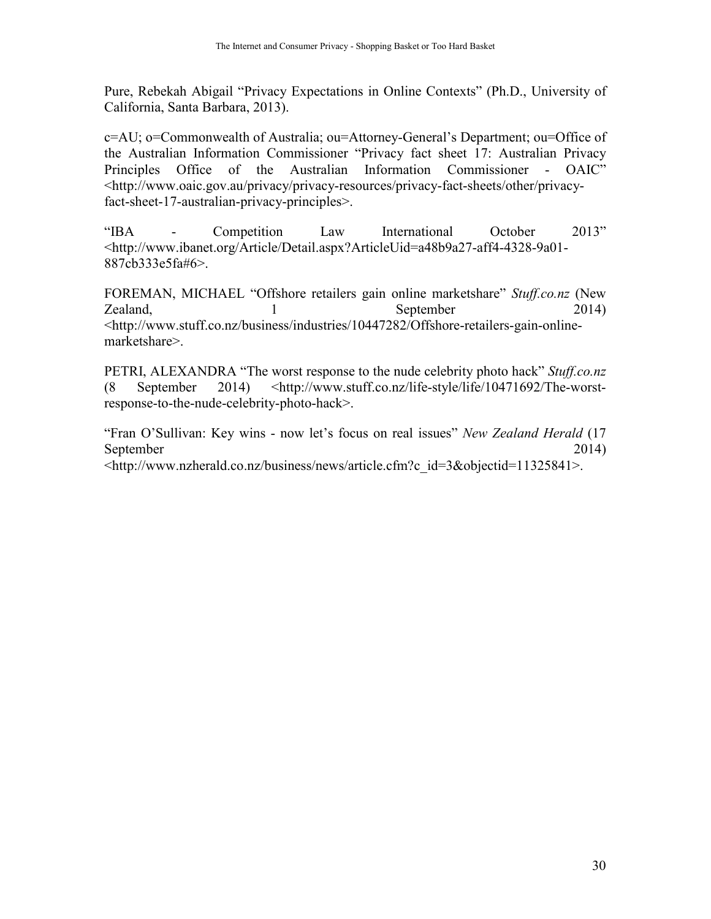Pure, Rebekah Abigail "Privacy Expectations in Online Contexts" (Ph.D., University of California, Santa Barbara, 2013).

c=AU; o=Commonwealth of Australia; ou=Attorney-General's Department; ou=Office of the Australian Information Commissioner "Privacy fact sheet 17: Australian Privacy Principles Office of the Australian Information Commissioner - OAIC" <http://www.oaic.gov.au/privacy/privacy-resources/privacy-fact-sheets/other/privacy-fact-sheet-17-australian-privacy-principles>.

"IBA - Competition Law International October 2013" <http://www.ibanet.org/Article/Detail.aspx?ArticleUid=a48b9a27-aff4-4328-9a01-887cb333e5fa#6>.

FOREMAN, MICHAEL "Offshore retailers gain online marketshare" *Stuff.co.nz* (New Zealand, 1 September 2014) <http://www.stuff.co.nz/business/industries/10447282/Offshore-retailers-gain-online-marketshare>.

PETRI, ALEXANDRA "The worst response to the nude celebrity photo hack" *Stuff.co.nz* (8 September 2014) <http://www.stuff.co.nz/life-style/life/10471692/The-worst-response-to-the-nude-celebrity-photo-hack>.

"Fran O'Sullivan: Key wins - now let's focus on real issues" *New Zealand Herald* (17 September 2014) <http://www.nzherald.co.nz/business/news/article.cfm?c_id=3&objectid=11325841>.